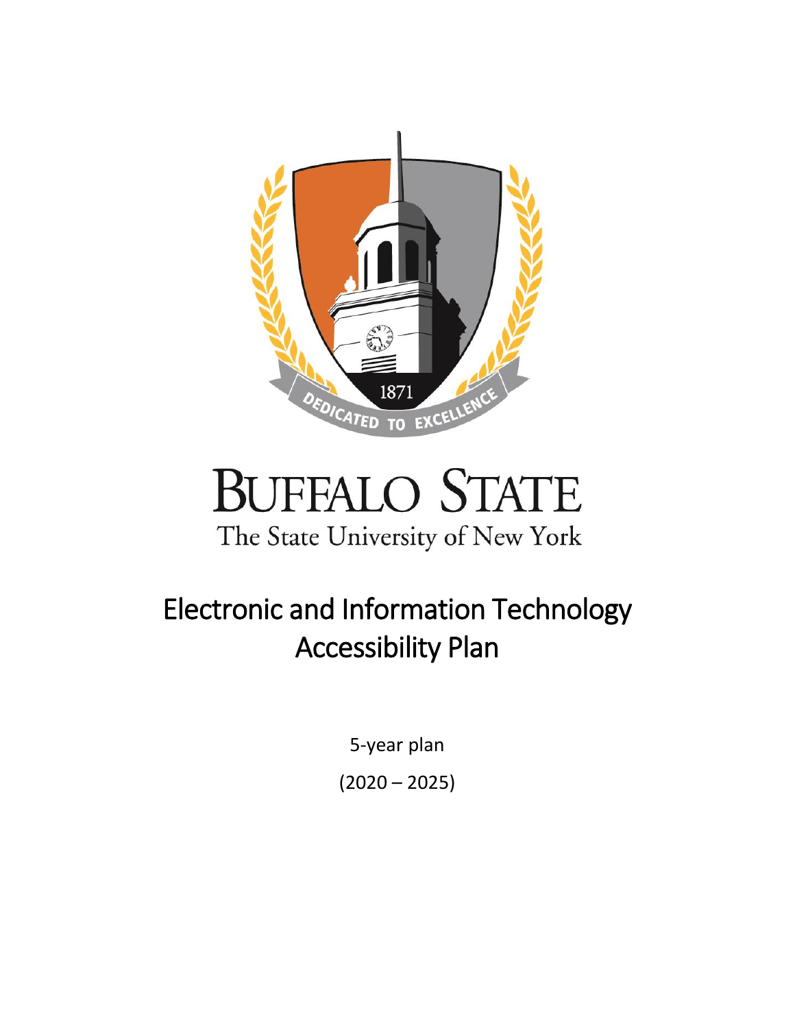# Electronic and Information Technology Accessibility Plan

5-year plan

(2020 – 2025)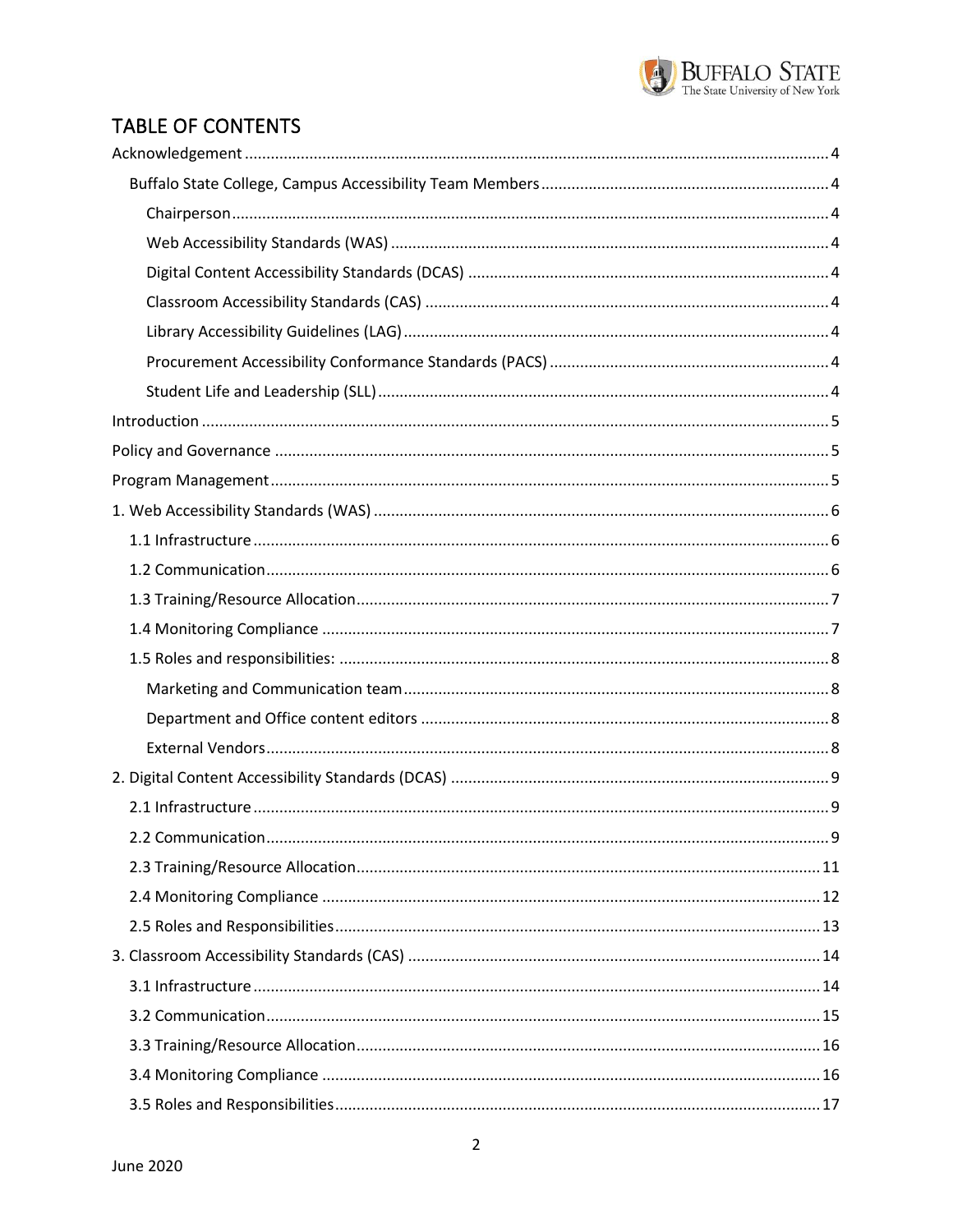## TABLE OF CONTENTS

- Acknowledgement ..... 4
  - Buffalo State College, Campus Accessibility Team Members ..... 4
    - Chairperson ..... 4
    - Web Accessibility Standards (WAS) ..... 4
    - Digital Content Accessibility Standards (DCAS) ..... 4
    - Classroom Accessibility Standards (CAS) ..... 4
    - Library Accessibility Guidelines (LAG) ..... 4
    - Procurement Accessibility Conformance Standards (PACS) ..... 4
    - Student Life and Leadership (SLL) ..... 4
- Introduction ..... 5
- Policy and Governance ..... 5
- Program Management ..... 5
- 1. Web Accessibility Standards (WAS) ..... 6
  - 1.1 Infrastructure ..... 6
  - 1.2 Communication ..... 6
  - 1.3 Training/Resource Allocation ..... 7
  - 1.4 Monitoring Compliance ..... 7
  - 1.5 Roles and responsibilities: ..... 8
    - Marketing and Communication team ..... 8
    - Department and Office content editors ..... 8
    - External Vendors ..... 8
- 2. Digital Content Accessibility Standards (DCAS) ..... 9
  - 2.1 Infrastructure ..... 9
  - 2.2 Communication ..... 9
  - 2.3 Training/Resource Allocation ..... 11
  - 2.4 Monitoring Compliance ..... 12
  - 2.5 Roles and Responsibilities ..... 13
- 3. Classroom Accessibility Standards (CAS) ..... 14
  - 3.1 Infrastructure ..... 14
  - 3.2 Communication ..... 15
  - 3.3 Training/Resource Allocation ..... 16
  - 3.4 Monitoring Compliance ..... 16
  - 3.5 Roles and Responsibilities ..... 17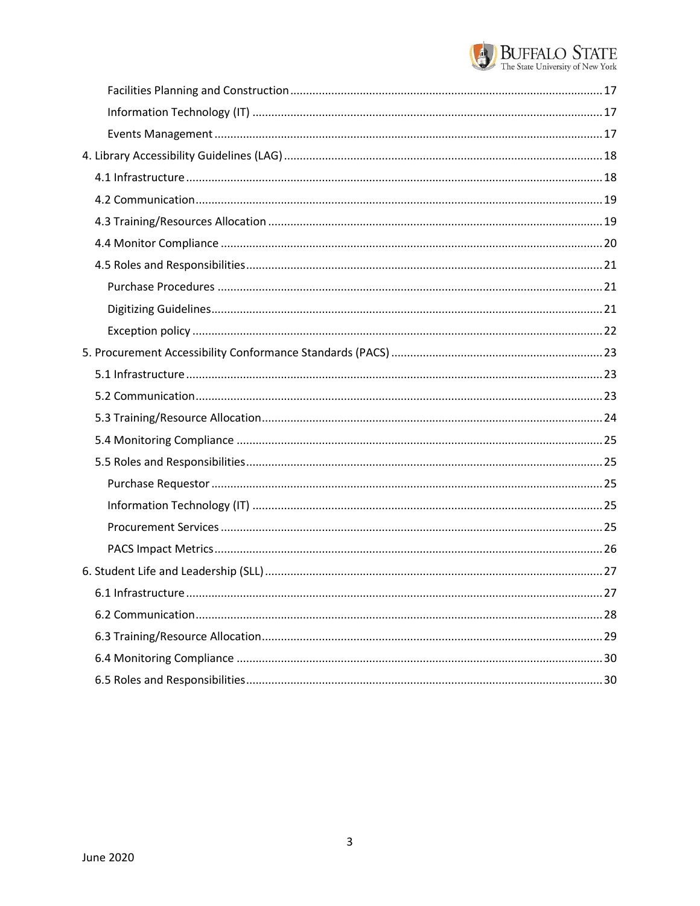- Facilities Planning and Construction ..... 17
- Information Technology (IT) ..... 17
- Events Management ..... 17

4. Library Accessibility Guidelines (LAG) ..... 18
   - 4.1 Infrastructure ..... 18
   - 4.2 Communication ..... 19
   - 4.3 Training/Resources Allocation ..... 19
   - 4.4 Monitor Compliance ..... 20
   - 4.5 Roles and Responsibilities ..... 21
     - Purchase Procedures ..... 21
     - Digitizing Guidelines ..... 21
     - Exception policy ..... 22
5. Procurement Accessibility Conformance Standards (PACS) ..... 23
   - 5.1 Infrastructure ..... 23
   - 5.2 Communication ..... 23
   - 5.3 Training/Resource Allocation ..... 24
   - 5.4 Monitoring Compliance ..... 25
   - 5.5 Roles and Responsibilities ..... 25
     - Purchase Requestor ..... 25
     - Information Technology (IT) ..... 25
     - Procurement Services ..... 25
     - PACS Impact Metrics ..... 26
6. Student Life and Leadership (SLL) ..... 27
   - 6.1 Infrastructure ..... 27
   - 6.2 Communication ..... 28
   - 6.3 Training/Resource Allocation ..... 29
   - 6.4 Monitoring Compliance ..... 30
   - 6.5 Roles and Responsibilities ..... 30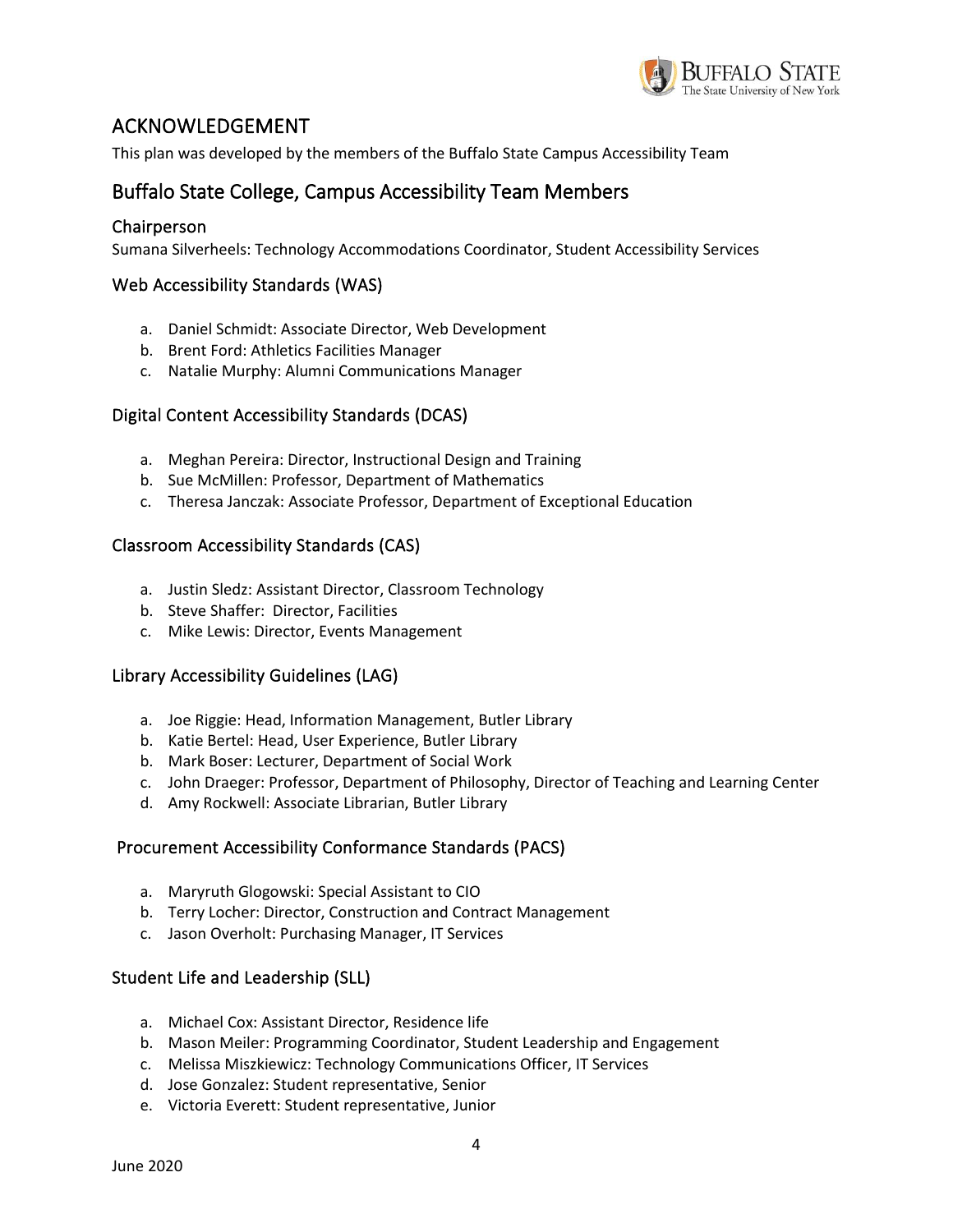# ACKNOWLEDGEMENT

This plan was developed by the members of the Buffalo State Campus Accessibility Team

## Buffalo State College, Campus Accessibility Team Members

### Chairperson

Sumana Silverheels: Technology Accommodations Coordinator, Student Accessibility Services

### Web Accessibility Standards (WAS)

a. Daniel Schmidt: Associate Director, Web Development
b. Brent Ford: Athletics Facilities Manager
c. Natalie Murphy: Alumni Communications Manager

### Digital Content Accessibility Standards (DCAS)

a. Meghan Pereira: Director, Instructional Design and Training
b. Sue McMillen: Professor, Department of Mathematics
c. Theresa Janczak: Associate Professor, Department of Exceptional Education

### Classroom Accessibility Standards (CAS)

a. Justin Sledz: Assistant Director, Classroom Technology
b. Steve Shaffer: Director, Facilities
c. Mike Lewis: Director, Events Management

### Library Accessibility Guidelines (LAG)

a. Joe Riggie: Head, Information Management, Butler Library
b. Katie Bertel: Head, User Experience, Butler Library
b. Mark Boser: Lecturer, Department of Social Work
c. John Draeger: Professor, Department of Philosophy, Director of Teaching and Learning Center
d. Amy Rockwell: Associate Librarian, Butler Library

### Procurement Accessibility Conformance Standards (PACS)

a. Maryruth Glogowski: Special Assistant to CIO
b. Terry Locher: Director, Construction and Contract Management
c. Jason Overholt: Purchasing Manager, IT Services

### Student Life and Leadership (SLL)

a. Michael Cox: Assistant Director, Residence life
b. Mason Meiler: Programming Coordinator, Student Leadership and Engagement
c. Melissa Miszkiewicz: Technology Communications Officer, IT Services
d. Jose Gonzalez: Student representative, Senior
e. Victoria Everett: Student representative, Junior

June 2020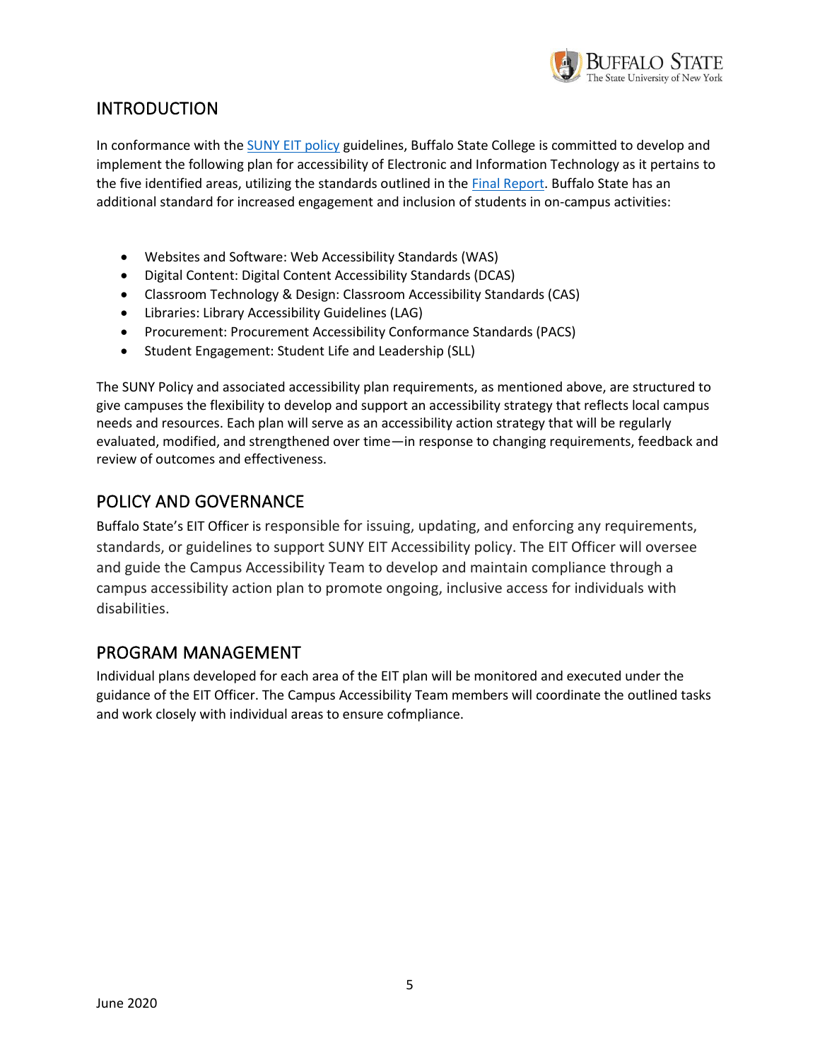## INTRODUCTION

In conformance with the [SUNY EIT policy](#) guidelines, Buffalo State College is committed to develop and implement the following plan for accessibility of Electronic and Information Technology as it pertains to the five identified areas, utilizing the standards outlined in the [Final Report](#). Buffalo State has an additional standard for increased engagement and inclusion of students in on-campus activities:

- Websites and Software: Web Accessibility Standards (WAS)
- Digital Content: Digital Content Accessibility Standards (DCAS)
- Classroom Technology & Design: Classroom Accessibility Standards (CAS)
- Libraries: Library Accessibility Guidelines (LAG)
- Procurement: Procurement Accessibility Conformance Standards (PACS)
- Student Engagement: Student Life and Leadership (SLL)

The SUNY Policy and associated accessibility plan requirements, as mentioned above, are structured to give campuses the flexibility to develop and support an accessibility strategy that reflects local campus needs and resources. Each plan will serve as an accessibility action strategy that will be regularly evaluated, modified, and strengthened over time—in response to changing requirements, feedback and review of outcomes and effectiveness.

## POLICY AND GOVERNANCE

Buffalo State's EIT Officer is responsible for issuing, updating, and enforcing any requirements, standards, or guidelines to support SUNY EIT Accessibility policy. The EIT Officer will oversee and guide the Campus Accessibility Team to develop and maintain compliance through a campus accessibility action plan to promote ongoing, inclusive access for individuals with disabilities.

## PROGRAM MANAGEMENT

Individual plans developed for each area of the EIT plan will be monitored and executed under the guidance of the EIT Officer. The Campus Accessibility Team members will coordinate the outlined tasks and work closely with individual areas to ensure cofmpliance.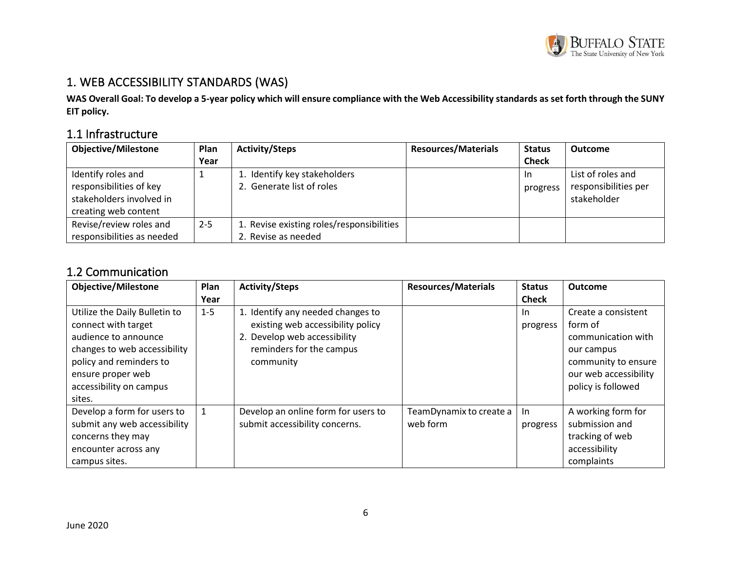## 1. WEB ACCESSIBILITY STANDARDS (WAS)

**WAS Overall Goal: To develop a 5-year policy which will ensure compliance with the Web Accessibility standards as set forth through the SUNY EIT policy.**

### 1.1 Infrastructure

| Objective/Milestone | Plan Year | Activity/Steps | Resources/Materials | Status Check | Outcome |
|---|---|---|---|---|---|
| Identify roles and responsibilities of key stakeholders involved in creating web content | 1 | 1. Identify key stakeholders<br>2. Generate list of roles | | In progress | List of roles and responsibilities per stakeholder |
| Revise/review roles and responsibilities as needed | 2-5 | 1. Revise existing roles/responsibilities<br>2. Revise as needed | | | |

### 1.2 Communication

| Objective/Milestone | Plan Year | Activity/Steps | Resources/Materials | Status Check | Outcome |
|---|---|---|---|---|---|
| Utilize the Daily Bulletin to connect with target audience to announce changes to web accessibility policy and reminders to ensure proper web accessibility on campus sites. | 1-5 | 1. Identify any needed changes to existing web accessibility policy<br>2. Develop web accessibility reminders for the campus community | | In progress | Create a consistent form of communication with our campus community to ensure our web accessibility policy is followed |
| Develop a form for users to submit any web accessibility concerns they may encounter across any campus sites. | 1 | Develop an online form for users to submit accessibility concerns. | TeamDynamix to create a web form | In progress | A working form for submission and tracking of web accessibility complaints |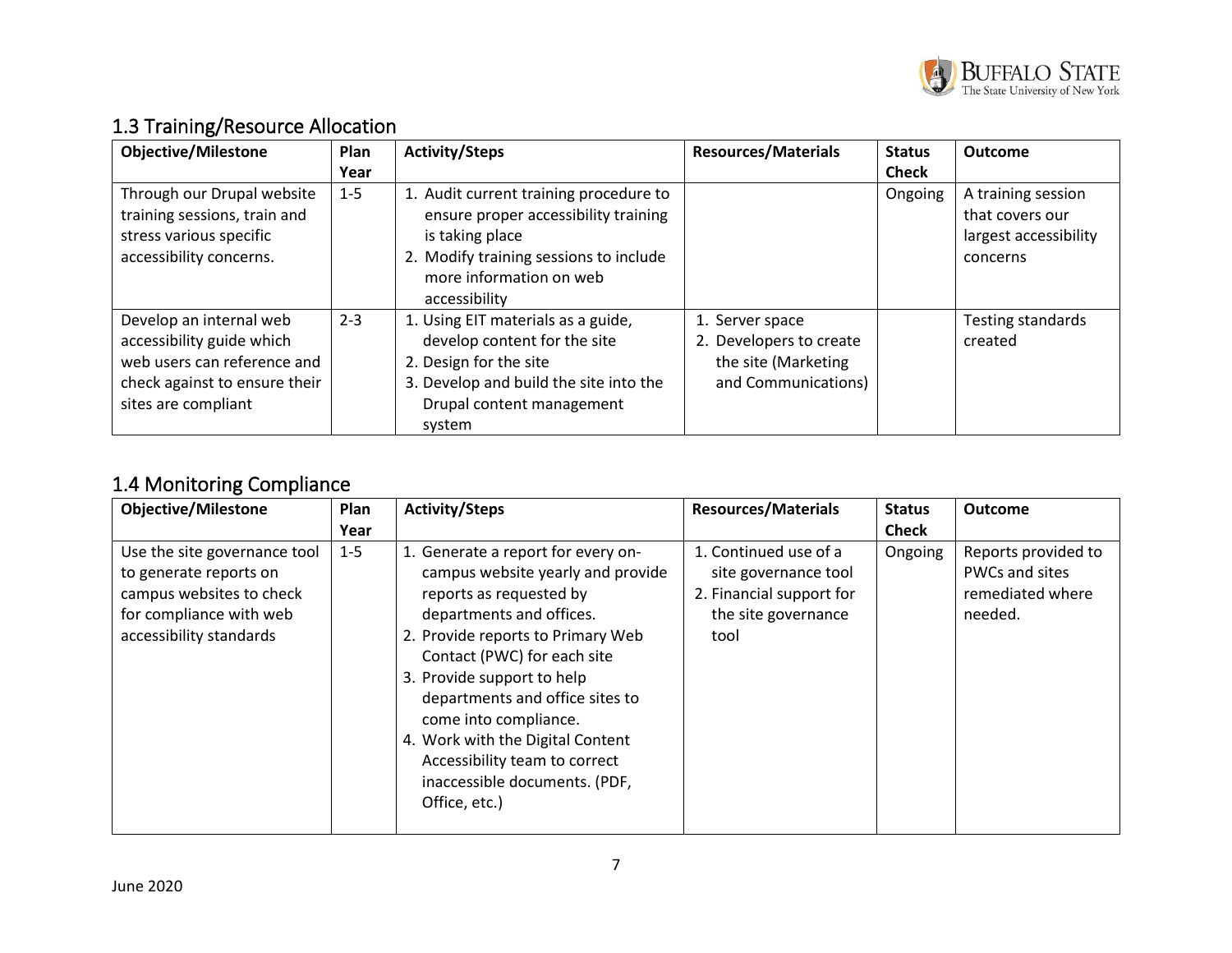## 1.3 Training/Resource Allocation

| Objective/Milestone | Plan Year | Activity/Steps | Resources/Materials | Status Check | Outcome |
|---|---|---|---|---|---|
| Through our Drupal website training sessions, train and stress various specific accessibility concerns. | 1-5 | 1. Audit current training procedure to ensure proper accessibility training is taking place<br>2. Modify training sessions to include more information on web accessibility | | Ongoing | A training session that covers our largest accessibility concerns |
| Develop an internal web accessibility guide which web users can reference and check against to ensure their sites are compliant | 2-3 | 1. Using EIT materials as a guide, develop content for the site<br>2. Design for the site<br>3. Develop and build the site into the Drupal content management system | 1. Server space<br>2. Developers to create the site (Marketing and Communications) | | Testing standards created |

## 1.4 Monitoring Compliance

| Objective/Milestone | Plan Year | Activity/Steps | Resources/Materials | Status Check | Outcome |
|---|---|---|---|---|---|
| Use the site governance tool to generate reports on campus websites to check for compliance with web accessibility standards | 1-5 | 1. Generate a report for every on-campus website yearly and provide reports as requested by departments and offices.<br>2. Provide reports to Primary Web Contact (PWC) for each site<br>3. Provide support to help departments and office sites to come into compliance.<br>4. Work with the Digital Content Accessibility team to correct inaccessible documents. (PDF, Office, etc.) | 1. Continued use of a site governance tool<br>2. Financial support for the site governance tool | Ongoing | Reports provided to PWCs and sites remediated where needed. |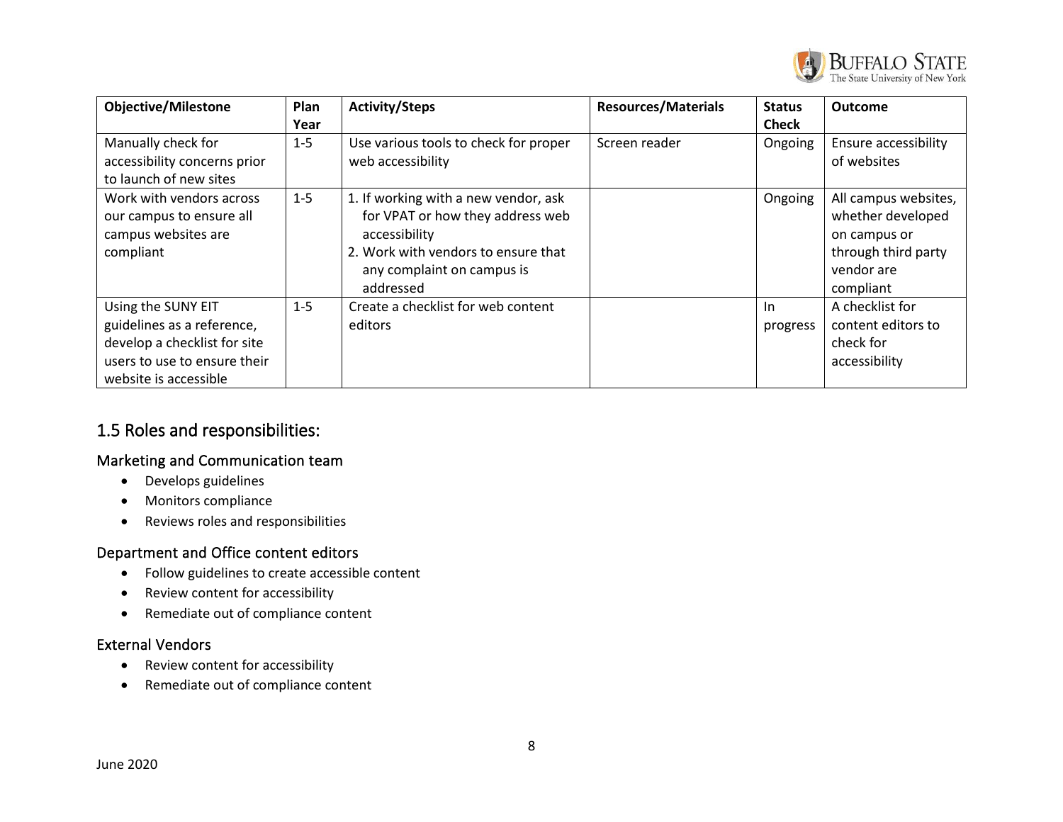| Objective/Milestone | Plan Year | Activity/Steps | Resources/Materials | Status Check | Outcome |
|---|---|---|---|---|---|
| Manually check for accessibility concerns prior to launch of new sites | 1-5 | Use various tools to check for proper web accessibility | Screen reader | Ongoing | Ensure accessibility of websites |
| Work with vendors across our campus to ensure all campus websites are compliant | 1-5 | 1. If working with a new vendor, ask for VPAT or how they address web accessibility<br>2. Work with vendors to ensure that any complaint on campus is addressed | | Ongoing | All campus websites, whether developed on campus or through third party vendor are compliant |
| Using the SUNY EIT guidelines as a reference, develop a checklist for site users to use to ensure their website is accessible | 1-5 | Create a checklist for web content editors | | In progress | A checklist for content editors to check for accessibility |

## 1.5 Roles and responsibilities:

### Marketing and Communication team

- Develops guidelines
- Monitors compliance
- Reviews roles and responsibilities

### Department and Office content editors

- Follow guidelines to create accessible content
- Review content for accessibility
- Remediate out of compliance content

### External Vendors

- Review content for accessibility
- Remediate out of compliance content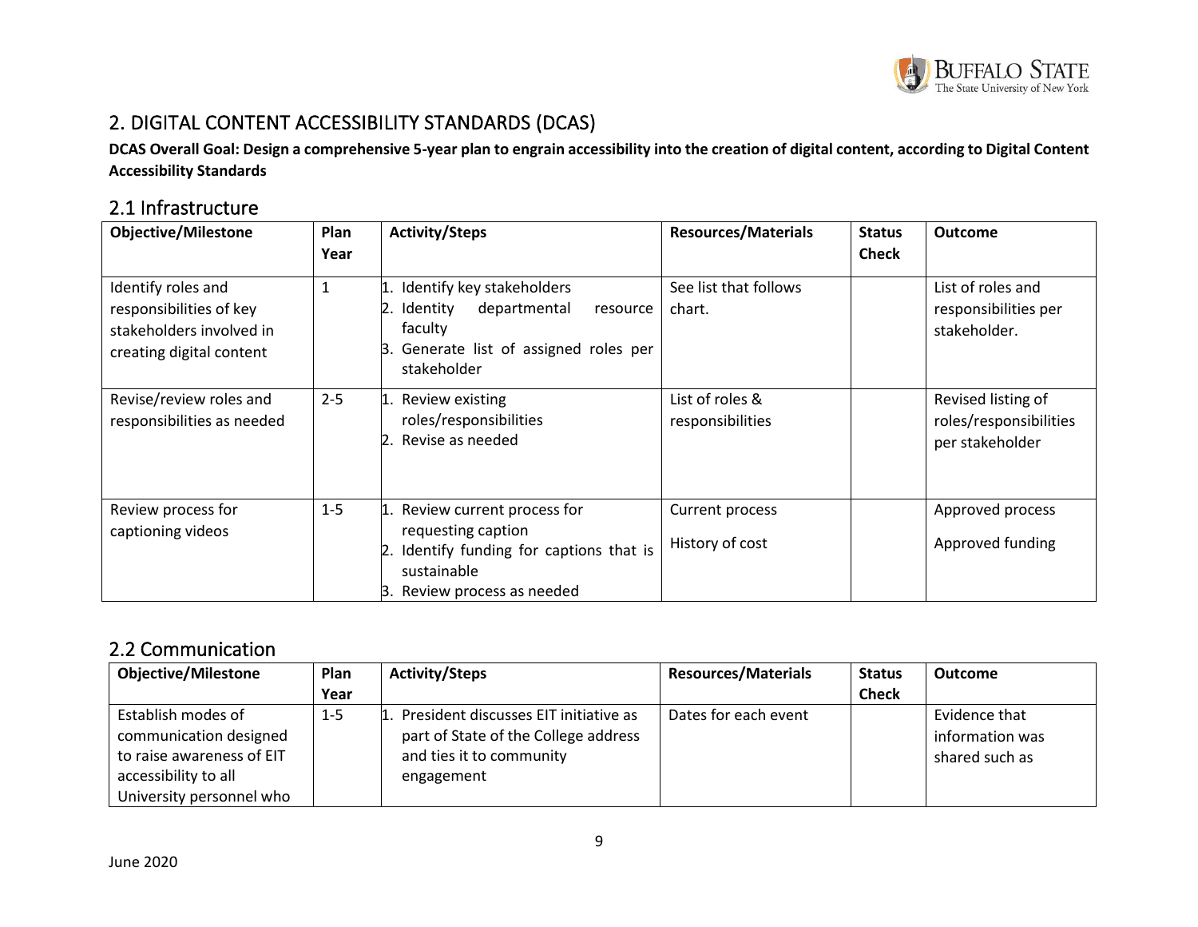## 2. DIGITAL CONTENT ACCESSIBILITY STANDARDS (DCAS)

**DCAS Overall Goal: Design a comprehensive 5-year plan to engrain accessibility into the creation of digital content, according to Digital Content Accessibility Standards**

### 2.1 Infrastructure

| Objective/Milestone | Plan Year | Activity/Steps | Resources/Materials | Status Check | Outcome |
|---|---|---|---|---|---|
| Identify roles and responsibilities of key stakeholders involved in creating digital content | 1 | 1. Identify key stakeholders<br>2. Identity departmental resource faculty<br>3. Generate list of assigned roles per stakeholder | See list that follows chart. | | List of roles and responsibilities per stakeholder. |
| Revise/review roles and responsibilities as needed | 2-5 | 1. Review existing roles/responsibilities<br>2. Revise as needed | List of roles & responsibilities | | Revised listing of roles/responsibilities per stakeholder |
| Review process for captioning videos | 1-5 | 1. Review current process for requesting caption<br>2. Identify funding for captions that is sustainable<br>3. Review process as needed | Current process<br><br>History of cost | | Approved process<br><br>Approved funding |

### 2.2 Communication

| Objective/Milestone | Plan Year | Activity/Steps | Resources/Materials | Status Check | Outcome |
|---|---|---|---|---|---|
| Establish modes of communication designed to raise awareness of EIT accessibility to all University personnel who | 1-5 | 1. President discusses EIT initiative as part of State of the College address and ties it to community engagement | Dates for each event | | Evidence that information was shared such as |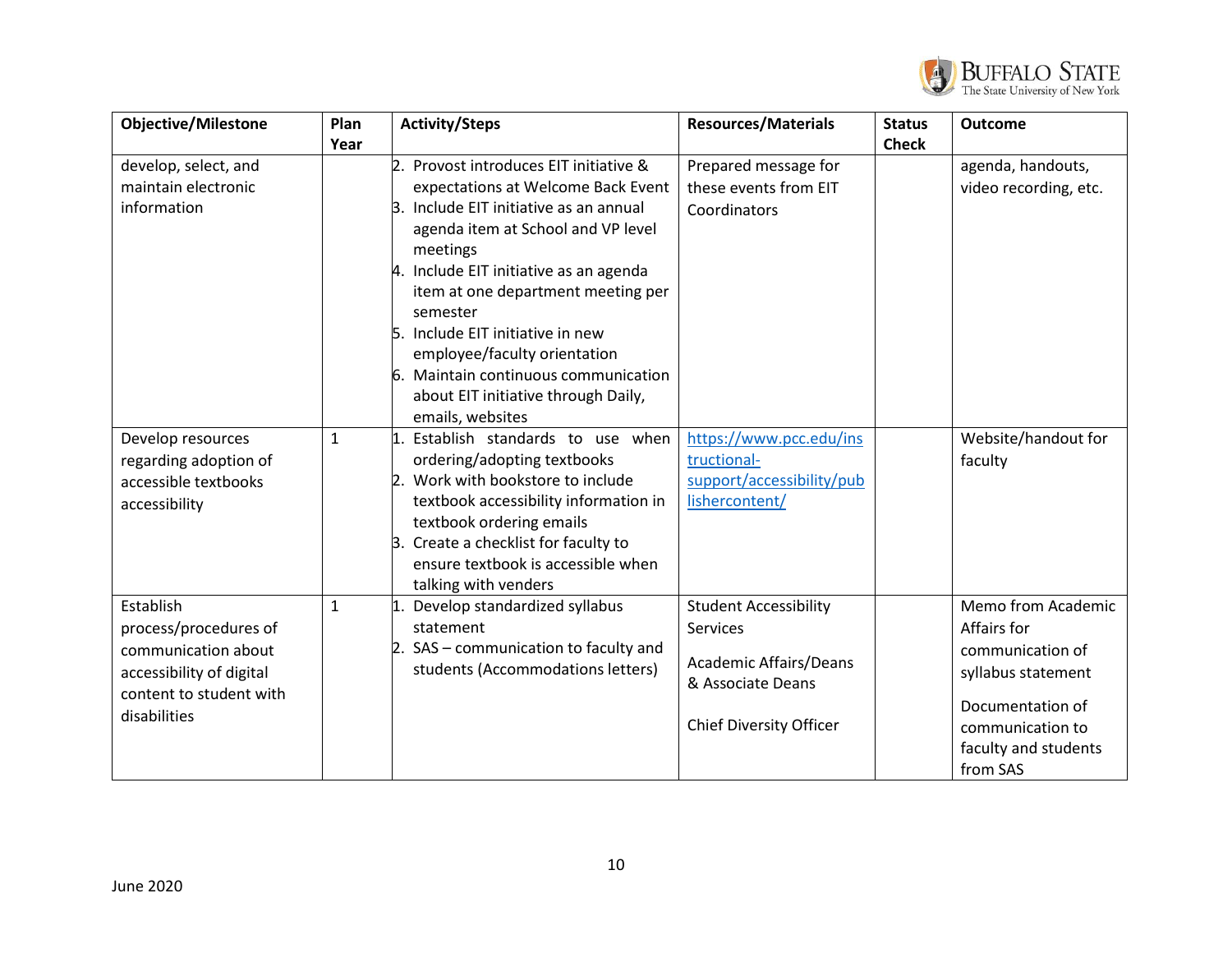| Objective/Milestone | Plan Year | Activity/Steps | Resources/Materials | Status Check | Outcome |
|---|---|---|---|---|---|
| develop, select, and maintain electronic information | | 2. Provost introduces EIT initiative & expectations at Welcome Back Event<br>3. Include EIT initiative as an annual agenda item at School and VP level meetings<br>4. Include EIT initiative as an agenda item at one department meeting per semester<br>5. Include EIT initiative in new employee/faculty orientation<br>6. Maintain continuous communication about EIT initiative through Daily, emails, websites | Prepared message for these events from EIT Coordinators | | agenda, handouts, video recording, etc. |
| Develop resources regarding adoption of accessible textbooks accessibility | 1 | 1. Establish standards to use when ordering/adopting textbooks<br>2. Work with bookstore to include textbook accessibility information in textbook ordering emails<br>3. Create a checklist for faculty to ensure textbook is accessible when talking with venders | https://www.pcc.edu/instructional-support/accessibility/publishercontent/ | | Website/handout for faculty |
| Establish process/procedures of communication about accessibility of digital content to student with disabilities | 1 | 1. Develop standardized syllabus statement<br>2. SAS – communication to faculty and students (Accommodations letters) | Student Accessibility Services<br><br>Academic Affairs/Deans & Associate Deans<br><br>Chief Diversity Officer | | Memo from Academic Affairs for communication of syllabus statement<br><br>Documentation of communication to faculty and students from SAS |

June 2020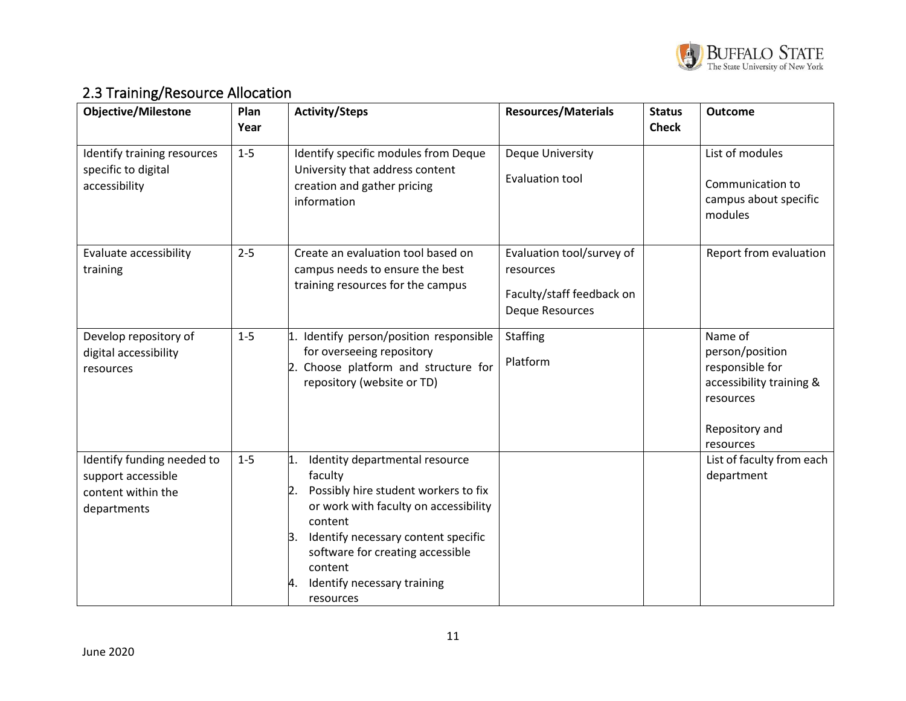## 2.3 Training/Resource Allocation

| Objective/Milestone | Plan Year | Activity/Steps | Resources/Materials | Status Check | Outcome |
|---|---|---|---|---|---|
| Identify training resources specific to digital accessibility | 1-5 | Identify specific modules from Deque University that address content creation and gather pricing information | Deque University<br><br>Evaluation tool | | List of modules<br><br>Communication to campus about specific modules |
| Evaluate accessibility training | 2-5 | Create an evaluation tool based on campus needs to ensure the best training resources for the campus | Evaluation tool/survey of resources<br><br>Faculty/staff feedback on Deque Resources | | Report from evaluation |
| Develop repository of digital accessibility resources | 1-5 | 1. Identify person/position responsible for overseeing repository<br>2. Choose platform and structure for repository (website or TD) | Staffing<br><br>Platform | | Name of person/position responsible for accessibility training & resources<br><br>Repository and resources |
| Identify funding needed to support accessible content within the departments | 1-5 | 1. Identity departmental resource faculty<br>2. Possibly hire student workers to fix or work with faculty on accessibility content<br>3. Identify necessary content specific software for creating accessible content<br>4. Identify necessary training resources | | | List of faculty from each department |

June 2020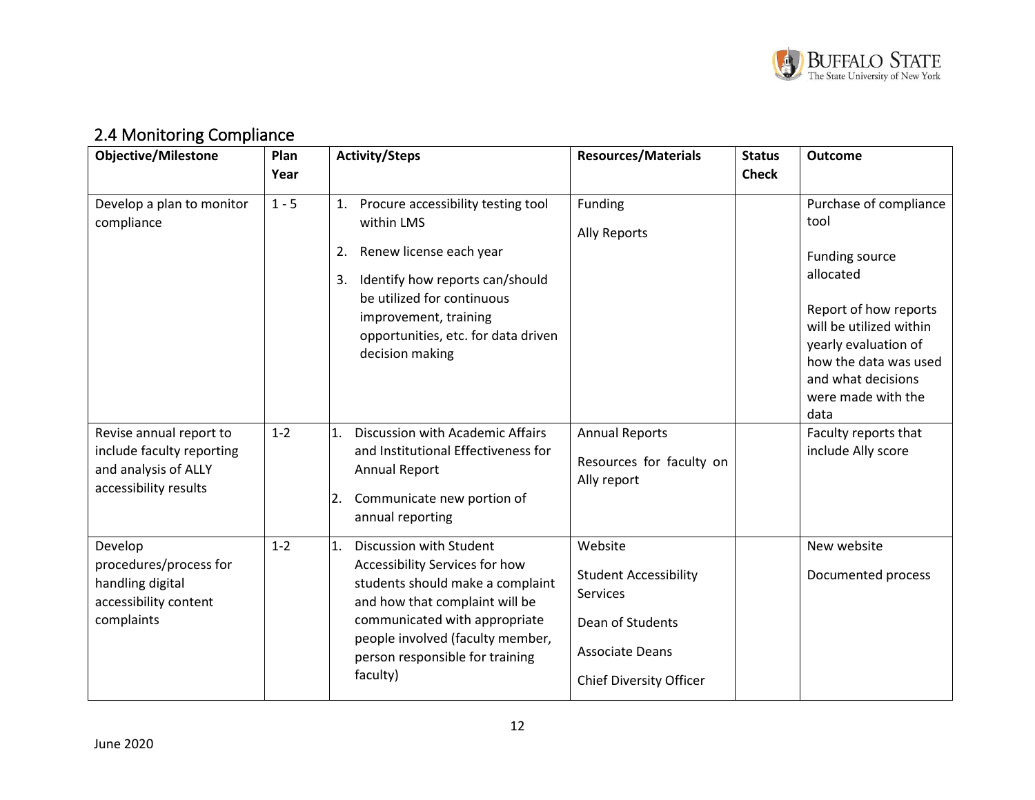## 2.4 Monitoring Compliance

| Objective/Milestone | Plan Year | Activity/Steps | Resources/Materials | Status Check | Outcome |
|---|---|---|---|---|---|
| Develop a plan to monitor compliance | 1 - 5 | 1. Procure accessibility testing tool within LMS<br>2. Renew license each year<br>3. Identify how reports can/should be utilized for continuous improvement, training opportunities, etc. for data driven decision making | Funding<br><br>Ally Reports | | Purchase of compliance tool<br><br>Funding source allocated<br><br>Report of how reports will be utilized within yearly evaluation of how the data was used and what decisions were made with the data |
| Revise annual report to include faculty reporting and analysis of ALLY accessibility results | 1-2 | 1. Discussion with Academic Affairs and Institutional Effectiveness for Annual Report<br>2. Communicate new portion of annual reporting | Annual Reports<br><br>Resources for faculty on Ally report | | Faculty reports that include Ally score |
| Develop procedures/process for handling digital accessibility content complaints | 1-2 | 1. Discussion with Student Accessibility Services for how students should make a complaint and how that complaint will be communicated with appropriate people involved (faculty member, person responsible for training faculty) | Website<br><br>Student Accessibility Services<br><br>Dean of Students<br><br>Associate Deans<br><br>Chief Diversity Officer | | New website<br><br>Documented process |

June 2020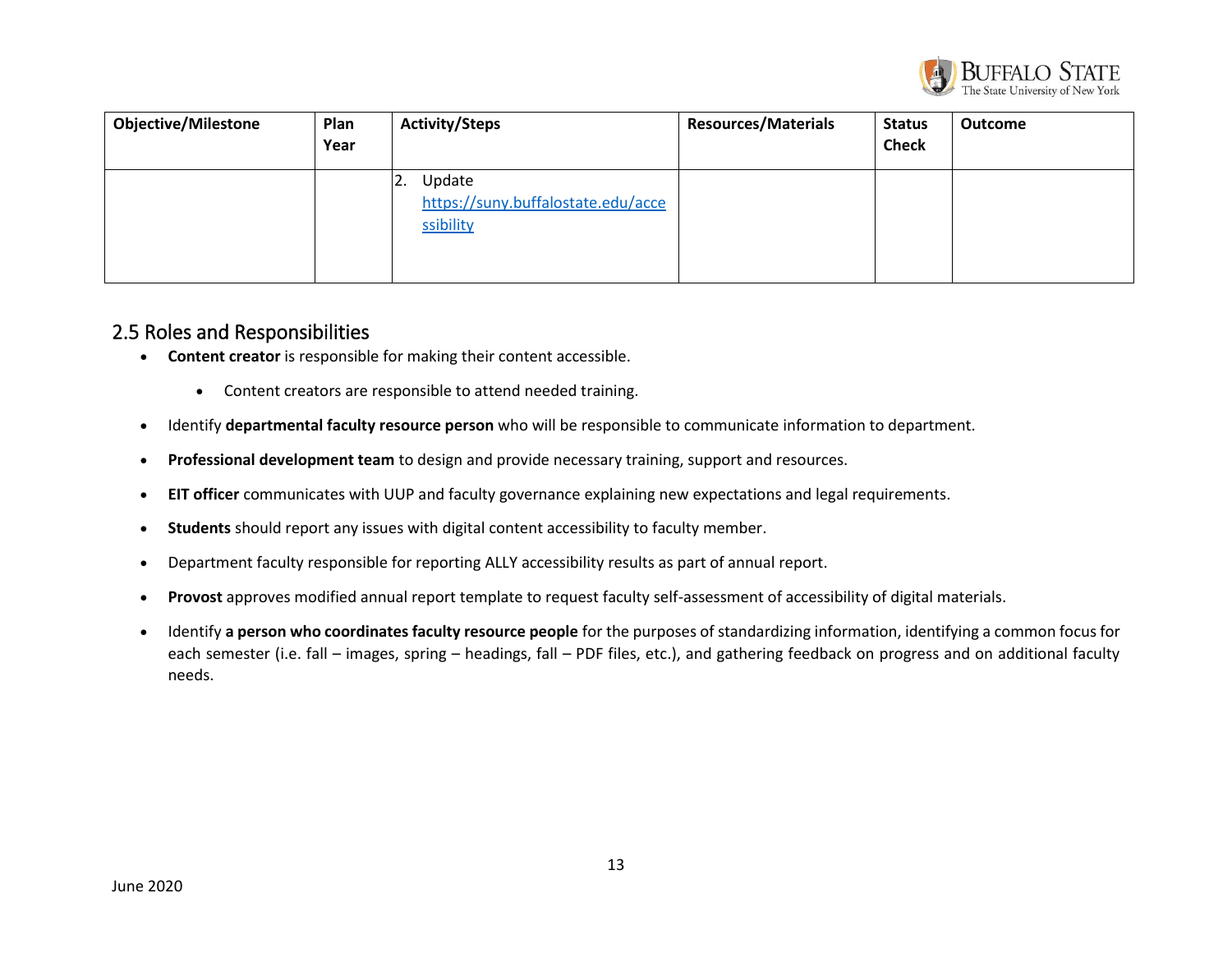| Objective/Milestone | Plan Year | Activity/Steps | Resources/Materials | Status Check | Outcome |
|---|---|---|---|---|---|
| | | 2. Update https://suny.buffalostate.edu/accessibility | | | |

## 2.5 Roles and Responsibilities

- **Content creator** is responsible for making their content accessible.
    - Content creators are responsible to attend needed training.
- Identify **departmental faculty resource person** who will be responsible to communicate information to department.
- **Professional development team** to design and provide necessary training, support and resources.
- **EIT officer** communicates with UUP and faculty governance explaining new expectations and legal requirements.
- **Students** should report any issues with digital content accessibility to faculty member.
- Department faculty responsible for reporting ALLY accessibility results as part of annual report.
- **Provost** approves modified annual report template to request faculty self-assessment of accessibility of digital materials.
- Identify **a person who coordinates faculty resource people** for the purposes of standardizing information, identifying a common focus for each semester (i.e. fall – images, spring – headings, fall – PDF files, etc.), and gathering feedback on progress and on additional faculty needs.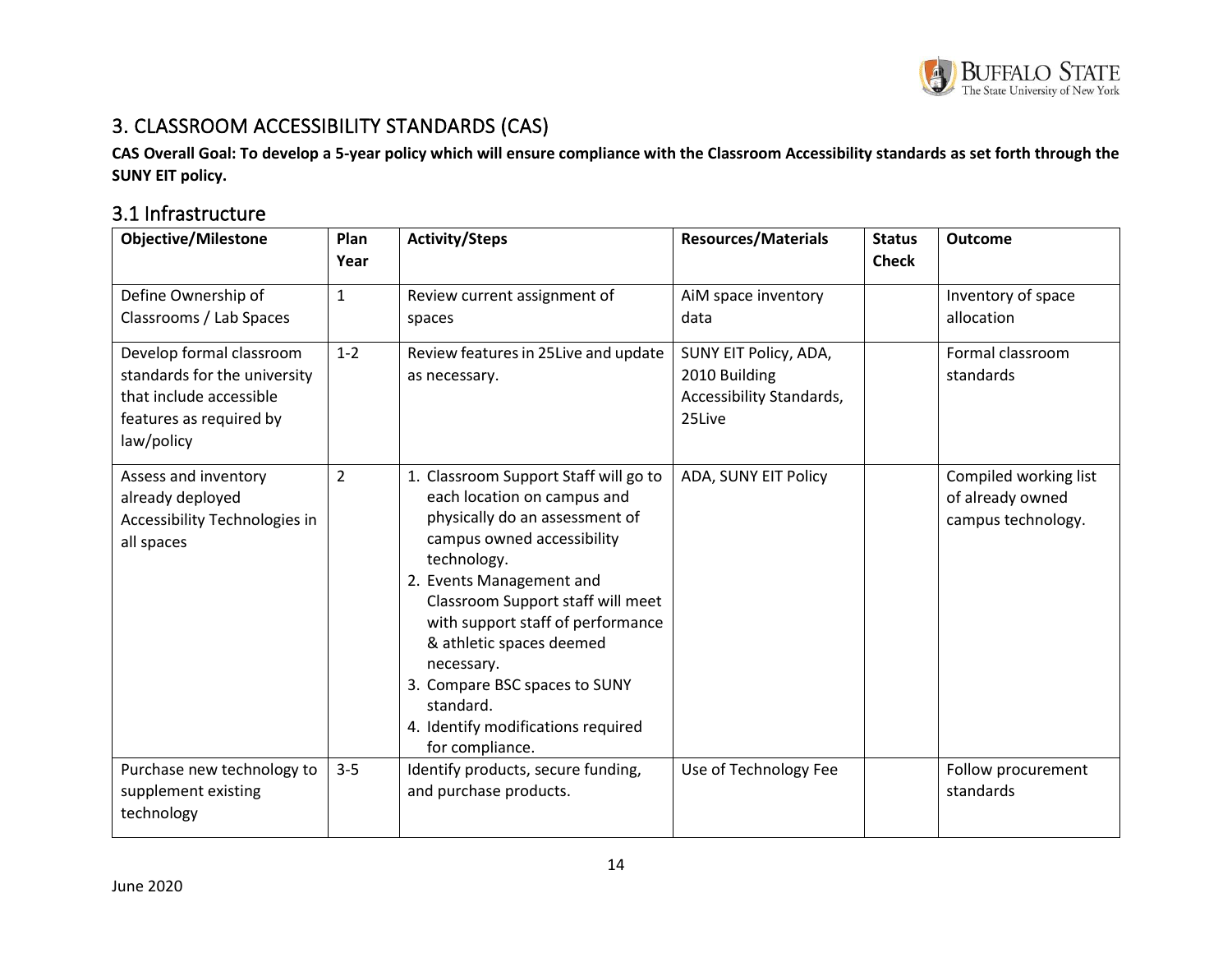## 3. CLASSROOM ACCESSIBILITY STANDARDS (CAS)

**CAS Overall Goal: To develop a 5-year policy which will ensure compliance with the Classroom Accessibility standards as set forth through the SUNY EIT policy.**

### 3.1 Infrastructure

| Objective/Milestone | Plan Year | Activity/Steps | Resources/Materials | Status Check | Outcome |
|---|---|---|---|---|---|
| Define Ownership of Classrooms / Lab Spaces | 1 | Review current assignment of spaces | AiM space inventory data | | Inventory of space allocation |
| Develop formal classroom standards for the university that include accessible features as required by law/policy | 1-2 | Review features in 25Live and update as necessary. | SUNY EIT Policy, ADA, 2010 Building Accessibility Standards, 25Live | | Formal classroom standards |
| Assess and inventory already deployed Accessibility Technologies in all spaces | 2 | 1. Classroom Support Staff will go to each location on campus and physically do an assessment of campus owned accessibility technology.<br>2. Events Management and Classroom Support staff will meet with support staff of performance & athletic spaces deemed necessary.<br>3. Compare BSC spaces to SUNY standard.<br>4. Identify modifications required for compliance. | ADA, SUNY EIT Policy | | Compiled working list of already owned campus technology. |
| Purchase new technology to supplement existing technology | 3-5 | Identify products, secure funding, and purchase products. | Use of Technology Fee | | Follow procurement standards |

June 2020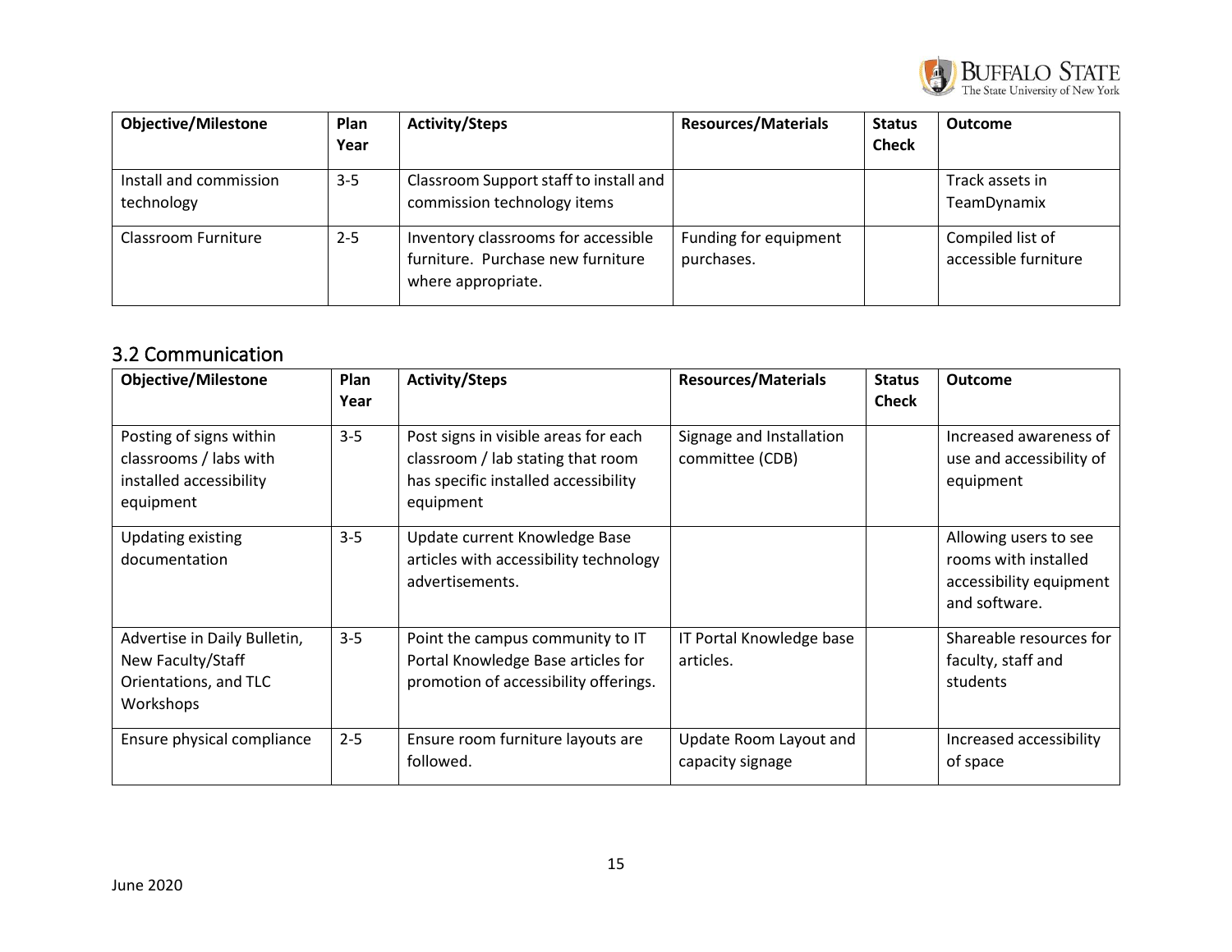| Objective/Milestone | Plan Year | Activity/Steps | Resources/Materials | Status Check | Outcome |
|---|---|---|---|---|---|
| Install and commission technology | 3-5 | Classroom Support staff to install and commission technology items | | | Track assets in TeamDynamix |
| Classroom Furniture | 2-5 | Inventory classrooms for accessible furniture. Purchase new furniture where appropriate. | Funding for equipment purchases. | | Compiled list of accessible furniture |

## 3.2 Communication

| Objective/Milestone | Plan Year | Activity/Steps | Resources/Materials | Status Check | Outcome |
|---|---|---|---|---|---|
| Posting of signs within classrooms / labs with installed accessibility equipment | 3-5 | Post signs in visible areas for each classroom / lab stating that room has specific installed accessibility equipment | Signage and Installation committee (CDB) | | Increased awareness of use and accessibility of equipment |
| Updating existing documentation | 3-5 | Update current Knowledge Base articles with accessibility technology advertisements. | | | Allowing users to see rooms with installed accessibility equipment and software. |
| Advertise in Daily Bulletin, New Faculty/Staff Orientations, and TLC Workshops | 3-5 | Point the campus community to IT Portal Knowledge Base articles for promotion of accessibility offerings. | IT Portal Knowledge base articles. | | Shareable resources for faculty, staff and students |
| Ensure physical compliance | 2-5 | Ensure room furniture layouts are followed. | Update Room Layout and capacity signage | | Increased accessibility of space |

June 2020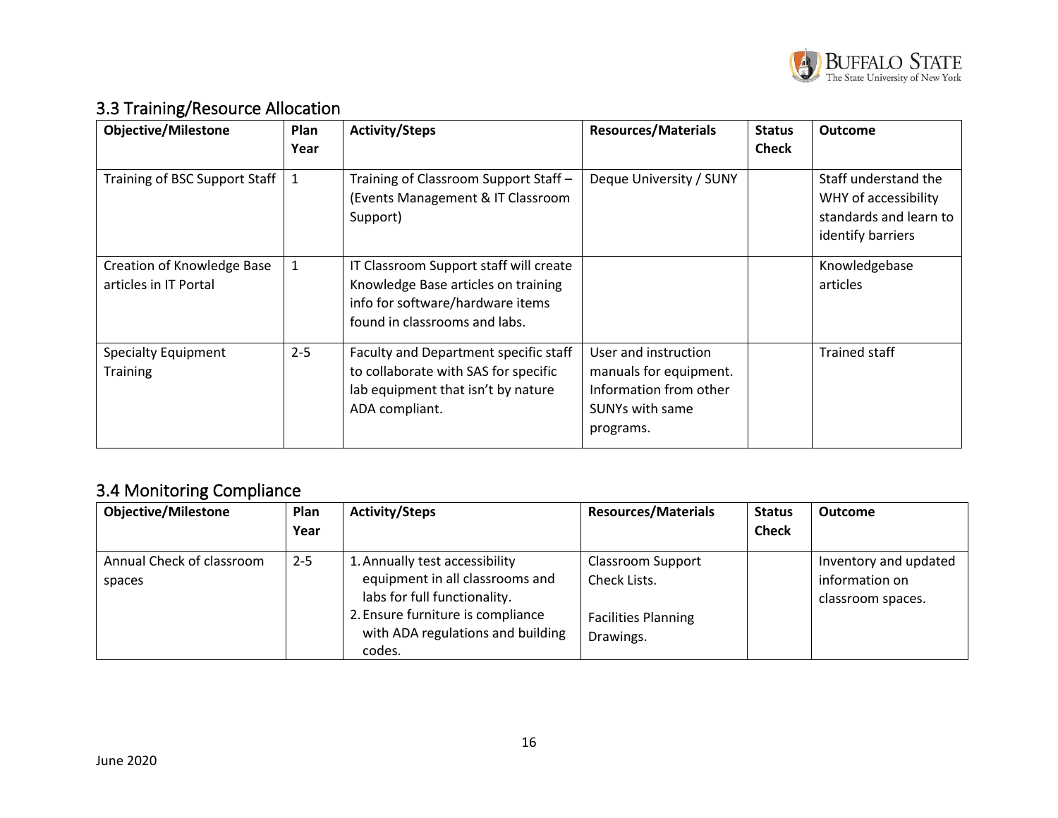## 3.3 Training/Resource Allocation

| Objective/Milestone | Plan Year | Activity/Steps | Resources/Materials | Status Check | Outcome |
|---|---|---|---|---|---|
| Training of BSC Support Staff | 1 | Training of Classroom Support Staff – (Events Management & IT Classroom Support) | Deque University / SUNY | | Staff understand the WHY of accessibility standards and learn to identify barriers |
| Creation of Knowledge Base articles in IT Portal | 1 | IT Classroom Support staff will create Knowledge Base articles on training info for software/hardware items found in classrooms and labs. | | | Knowledgebase articles |
| Specialty Equipment Training | 2-5 | Faculty and Department specific staff to collaborate with SAS for specific lab equipment that isn't by nature ADA compliant. | User and instruction manuals for equipment. Information from other SUNYs with same programs. | | Trained staff |

## 3.4 Monitoring Compliance

| Objective/Milestone | Plan Year | Activity/Steps | Resources/Materials | Status Check | Outcome |
|---|---|---|---|---|---|
| Annual Check of classroom spaces | 2-5 | 1. Annually test accessibility equipment in all classrooms and labs for full functionality. 2. Ensure furniture is compliance with ADA regulations and building codes. | Classroom Support Check Lists. Facilities Planning Drawings. | | Inventory and updated information on classroom spaces. |

June 2020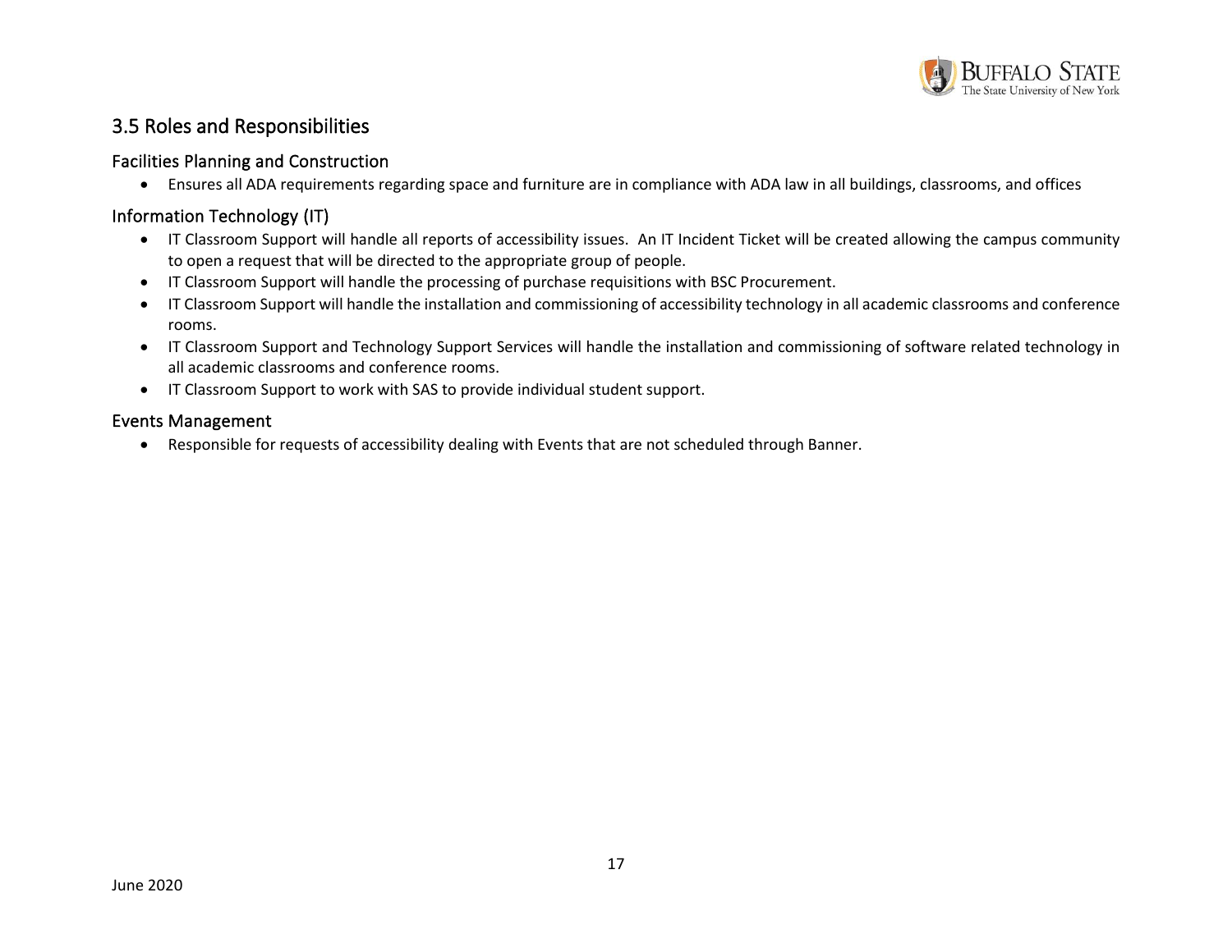## 3.5 Roles and Responsibilities

### Facilities Planning and Construction

- Ensures all ADA requirements regarding space and furniture are in compliance with ADA law in all buildings, classrooms, and offices

### Information Technology (IT)

- IT Classroom Support will handle all reports of accessibility issues. An IT Incident Ticket will be created allowing the campus community to open a request that will be directed to the appropriate group of people.
- IT Classroom Support will handle the processing of purchase requisitions with BSC Procurement.
- IT Classroom Support will handle the installation and commissioning of accessibility technology in all academic classrooms and conference rooms.
- IT Classroom Support and Technology Support Services will handle the installation and commissioning of software related technology in all academic classrooms and conference rooms.
- IT Classroom Support to work with SAS to provide individual student support.

### Events Management

- Responsible for requests of accessibility dealing with Events that are not scheduled through Banner.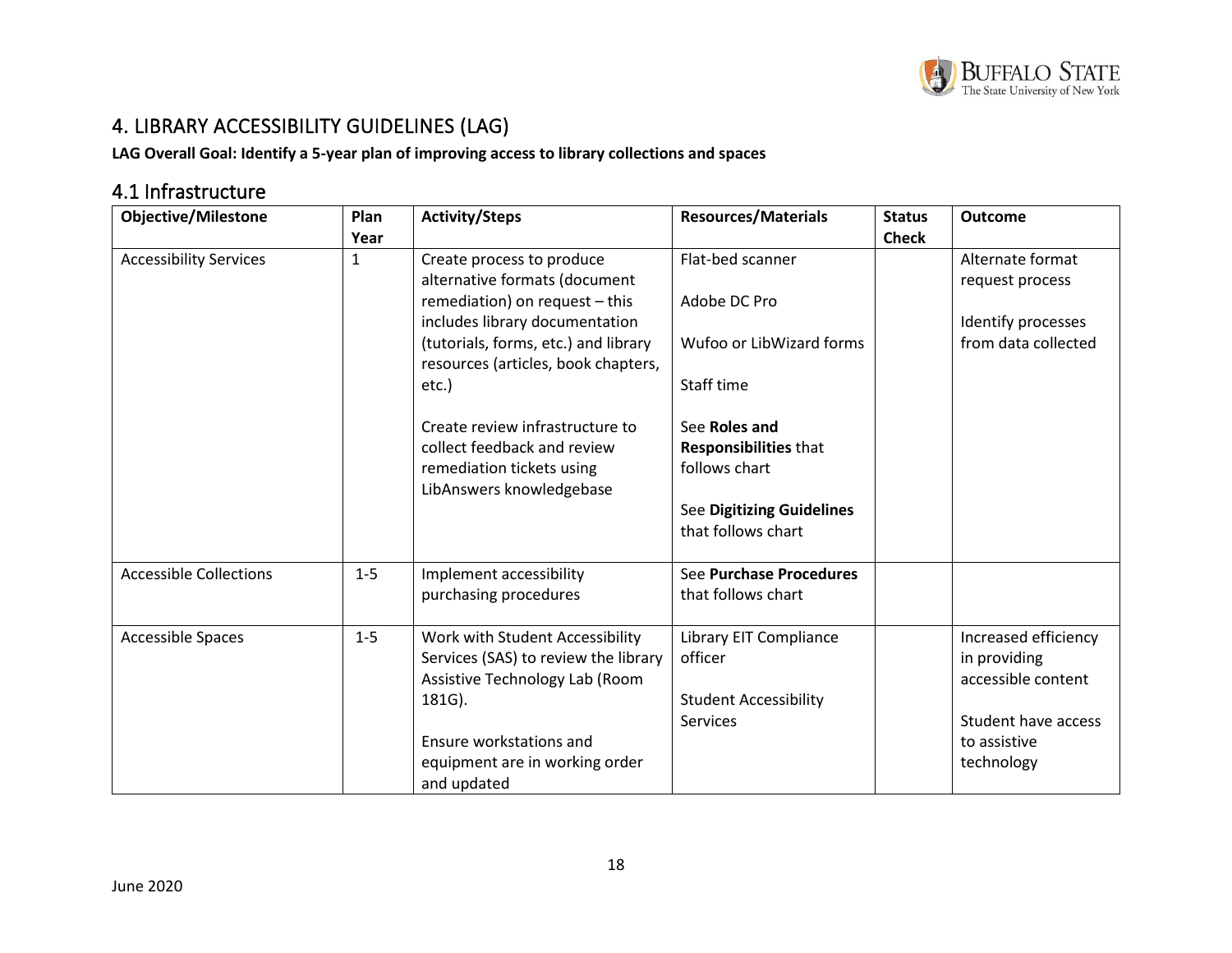## 4. LIBRARY ACCESSIBILITY GUIDELINES (LAG)

**LAG Overall Goal: Identify a 5-year plan of improving access to library collections and spaces**

### 4.1 Infrastructure

| Objective/Milestone | Plan Year | Activity/Steps | Resources/Materials | Status Check | Outcome |
|---|---|---|---|---|---|
| Accessibility Services | 1 | Create process to produce alternative formats (document remediation) on request – this includes library documentation (tutorials, forms, etc.) and library resources (articles, book chapters, etc.)<br><br>Create review infrastructure to collect feedback and review remediation tickets using LibAnswers knowledgebase | Flat-bed scanner<br><br>Adobe DC Pro<br><br>Wufoo or LibWizard forms<br><br>Staff time<br><br>See **Roles and Responsibilities** that follows chart<br><br>See **Digitizing Guidelines** that follows chart | | Alternate format request process<br><br>Identify processes from data collected |
| Accessible Collections | 1-5 | Implement accessibility purchasing procedures | See **Purchase Procedures** that follows chart | | |
| Accessible Spaces | 1-5 | Work with Student Accessibility Services (SAS) to review the library Assistive Technology Lab (Room 181G).<br><br>Ensure workstations and equipment are in working order and updated | Library EIT Compliance officer<br><br>Student Accessibility Services | | Increased efficiency in providing accessible content<br><br>Student have access to assistive technology |

June 2020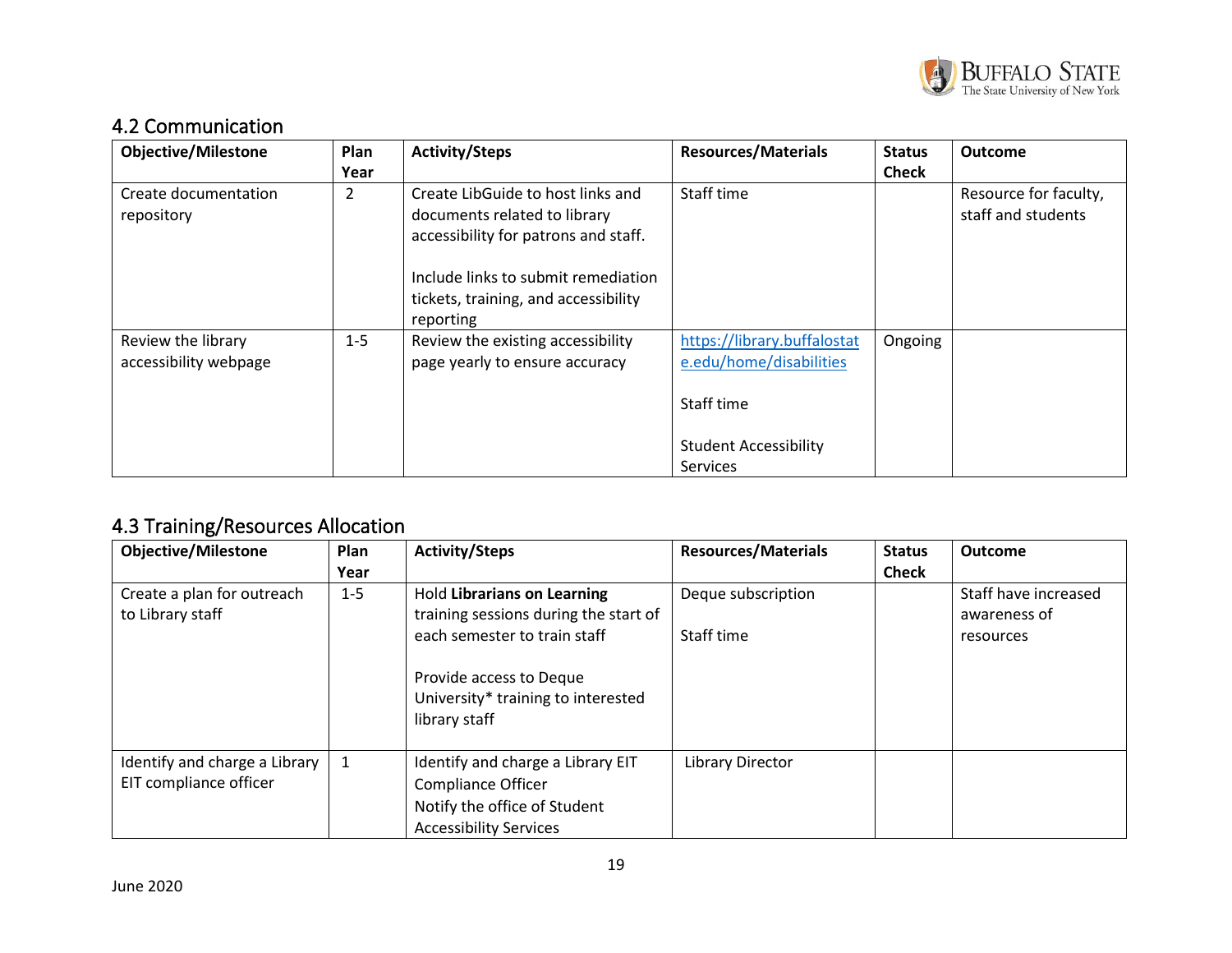## 4.2 Communication

| Objective/Milestone | Plan Year | Activity/Steps | Resources/Materials | Status Check | Outcome |
|---|---|---|---|---|---|
| Create documentation repository | 2 | Create LibGuide to host links and documents related to library accessibility for patrons and staff.<br><br>Include links to submit remediation tickets, training, and accessibility reporting | Staff time | | Resource for faculty, staff and students |
| Review the library accessibility webpage | 1-5 | Review the existing accessibility page yearly to ensure accuracy | https://library.buffalostate.edu/home/disabilities<br><br>Staff time<br><br>Student Accessibility Services | Ongoing | |

## 4.3 Training/Resources Allocation

| Objective/Milestone | Plan Year | Activity/Steps | Resources/Materials | Status Check | Outcome |
|---|---|---|---|---|---|
| Create a plan for outreach to Library staff | 1-5 | Hold **Librarians on Learning** training sessions during the start of each semester to train staff<br><br>Provide access to Deque University* training to interested library staff | Deque subscription<br><br>Staff time | | Staff have increased awareness of resources |
| Identify and charge a Library EIT compliance officer | 1 | Identify and charge a Library EIT Compliance Officer<br>Notify the office of Student Accessibility Services | Library Director | | |

June 2020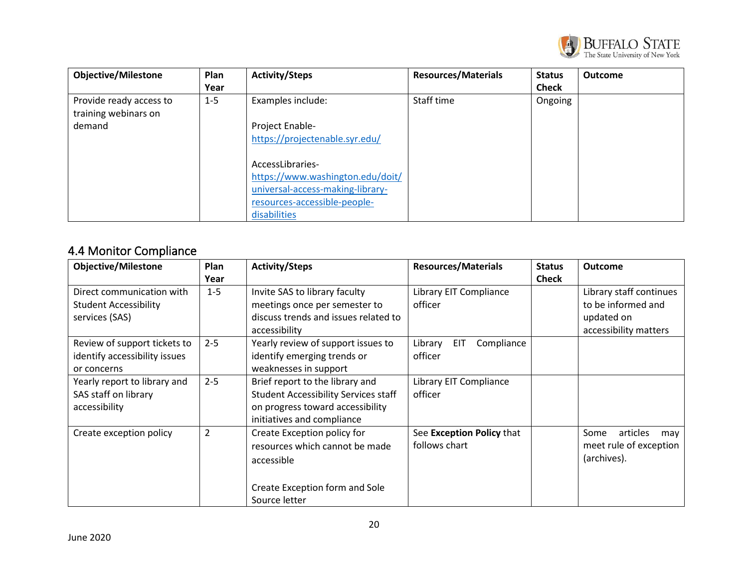| Objective/Milestone | Plan Year | Activity/Steps | Resources/Materials | Status Check | Outcome |
|---|---|---|---|---|---|
| Provide ready access to training webinars on demand | 1-5 | Examples include:<br><br>Project Enable- https://projectenable.syr.edu/<br><br>AccessLibraries- https://www.washington.edu/doit/universal-access-making-library-resources-accessible-people-disabilities | Staff time | Ongoing | |

## 4.4 Monitor Compliance

| Objective/Milestone | Plan Year | Activity/Steps | Resources/Materials | Status Check | Outcome |
|---|---|---|---|---|---|
| Direct communication with Student Accessibility services (SAS) | 1-5 | Invite SAS to library faculty meetings once per semester to discuss trends and issues related to accessibility | Library EIT Compliance officer | | Library staff continues to be informed and updated on accessibility matters |
| Review of support tickets to identify accessibility issues or concerns | 2-5 | Yearly review of support issues to identify emerging trends or weaknesses in support | Library EIT Compliance officer | | |
| Yearly report to library and SAS staff on library accessibility | 2-5 | Brief report to the library and Student Accessibility Services staff on progress toward accessibility initiatives and compliance | Library EIT Compliance officer | | |
| Create exception policy | 2 | Create Exception policy for resources which cannot be made accessible<br><br>Create Exception form and Sole Source letter | See **Exception Policy** that follows chart | | Some articles may meet rule of exception (archives). |

June 2020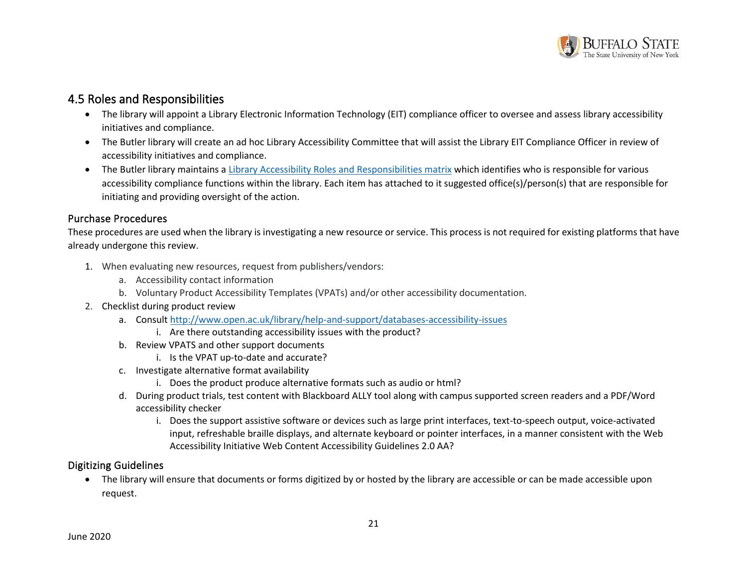## 4.5 Roles and Responsibilities

- The library will appoint a Library Electronic Information Technology (EIT) compliance officer to oversee and assess library accessibility initiatives and compliance.
- The Butler library will create an ad hoc Library Accessibility Committee that will assist the Library EIT Compliance Officer in review of accessibility initiatives and compliance.
- The Butler library maintains a [Library Accessibility Roles and Responsibilities matrix]() which identifies who is responsible for various accessibility compliance functions within the library. Each item has attached to it suggested office(s)/person(s) that are responsible for initiating and providing oversight of the action.

### Purchase Procedures

These procedures are used when the library is investigating a new resource or service. This process is not required for existing platforms that have already undergone this review.

1. When evaluating new resources, request from publishers/vendors:
   a. Accessibility contact information
   b. Voluntary Product Accessibility Templates (VPATs) and/or other accessibility documentation.
2. Checklist during product review
   a. Consult http://www.open.ac.uk/library/help-and-support/databases-accessibility-issues
      i. Are there outstanding accessibility issues with the product?
   b. Review VPATS and other support documents
      i. Is the VPAT up-to-date and accurate?
   c. Investigate alternative format availability
      i. Does the product produce alternative formats such as audio or html?
   d. During product trials, test content with Blackboard ALLY tool along with campus supported screen readers and a PDF/Word accessibility checker
      i. Does the support assistive software or devices such as large print interfaces, text-to-speech output, voice-activated input, refreshable braille displays, and alternate keyboard or pointer interfaces, in a manner consistent with the Web Accessibility Initiative Web Content Accessibility Guidelines 2.0 AA?

### Digitizing Guidelines

- The library will ensure that documents or forms digitized by or hosted by the library are accessible or can be made accessible upon request.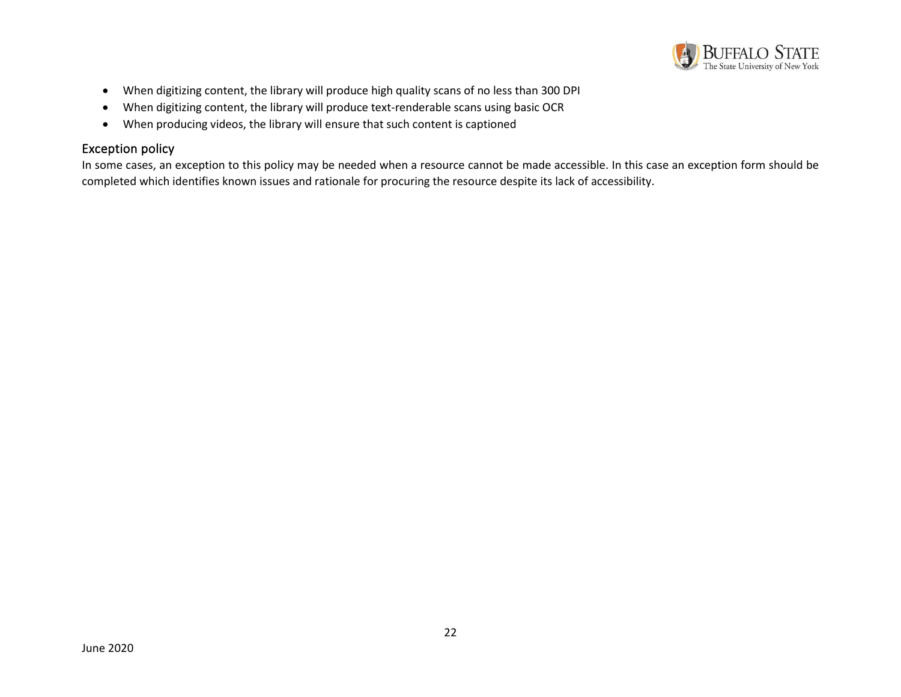- When digitizing content, the library will produce high quality scans of no less than 300 DPI
- When digitizing content, the library will produce text-renderable scans using basic OCR
- When producing videos, the library will ensure that such content is captioned

## Exception policy

In some cases, an exception to this policy may be needed when a resource cannot be made accessible. In this case an exception form should be completed which identifies known issues and rationale for procuring the resource despite its lack of accessibility.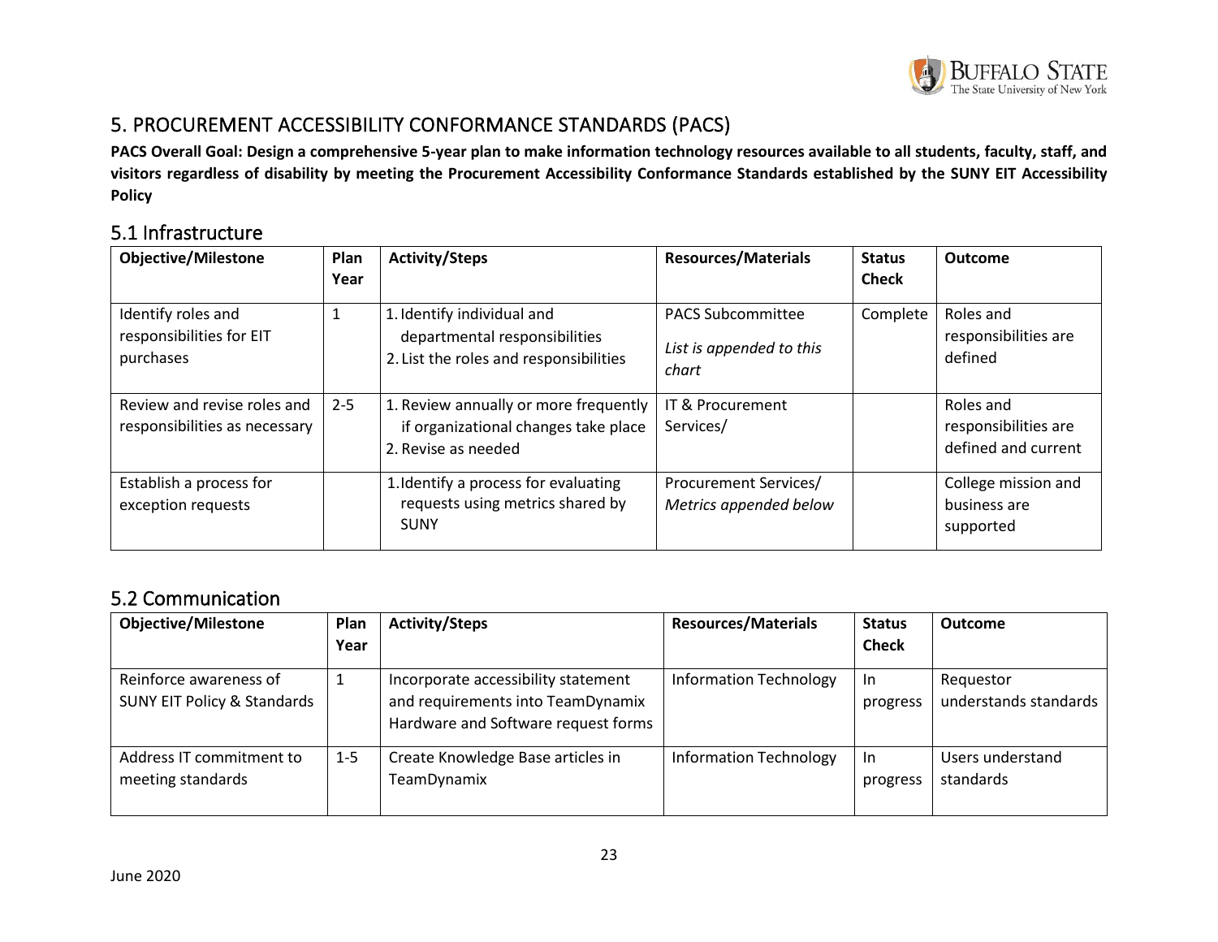## 5. PROCUREMENT ACCESSIBILITY CONFORMANCE STANDARDS (PACS)

**PACS Overall Goal: Design a comprehensive 5-year plan to make information technology resources available to all students, faculty, staff, and visitors regardless of disability by meeting the Procurement Accessibility Conformance Standards established by the SUNY EIT Accessibility Policy**

### 5.1 Infrastructure

| Objective/Milestone | Plan Year | Activity/Steps | Resources/Materials | Status Check | Outcome |
|---|---|---|---|---|---|
| Identify roles and responsibilities for EIT purchases | 1 | 1. Identify individual and departmental responsibilities<br>2. List the roles and responsibilities | PACS Subcommittee<br>*List is appended to this chart* | Complete | Roles and responsibilities are defined |
| Review and revise roles and responsibilities as necessary | 2-5 | 1. Review annually or more frequently if organizational changes take place<br>2. Revise as needed | IT & Procurement Services/ | | Roles and responsibilities are defined and current |
| Establish a process for exception requests | | 1. Identify a process for evaluating requests using metrics shared by SUNY | Procurement Services/<br>*Metrics appended below* | | College mission and business are supported |

### 5.2 Communication

| Objective/Milestone | Plan Year | Activity/Steps | Resources/Materials | Status Check | Outcome |
|---|---|---|---|---|---|
| Reinforce awareness of SUNY EIT Policy & Standards | 1 | Incorporate accessibility statement and requirements into TeamDynamix Hardware and Software request forms | Information Technology | In progress | Requestor understands standards |
| Address IT commitment to meeting standards | 1-5 | Create Knowledge Base articles in TeamDynamix | Information Technology | In progress | Users understand standards |

June 2020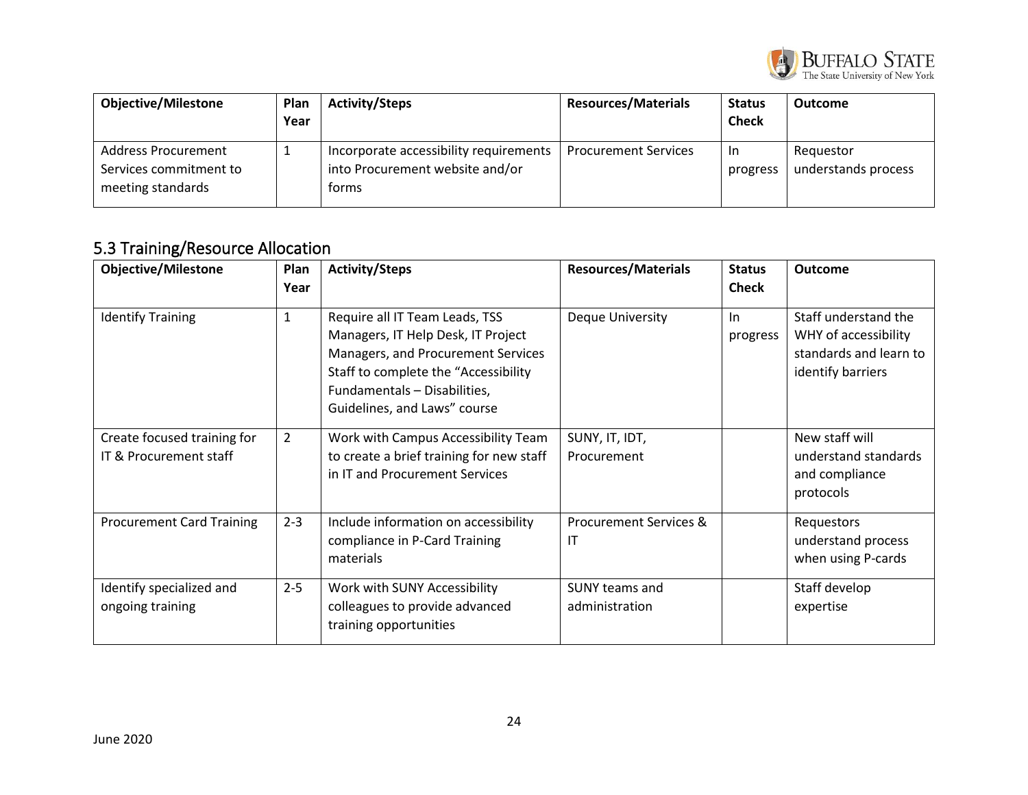| Objective/Milestone | Plan Year | Activity/Steps | Resources/Materials | Status Check | Outcome |
|---|---|---|---|---|---|
| Address Procurement Services commitment to meeting standards | 1 | Incorporate accessibility requirements into Procurement website and/or forms | Procurement Services | In progress | Requestor understands process |

## 5.3 Training/Resource Allocation

| Objective/Milestone | Plan Year | Activity/Steps | Resources/Materials | Status Check | Outcome |
|---|---|---|---|---|---|
| Identify Training | 1 | Require all IT Team Leads, TSS Managers, IT Help Desk, IT Project Managers, and Procurement Services Staff to complete the "Accessibility Fundamentals – Disabilities, Guidelines, and Laws" course | Deque University | In progress | Staff understand the WHY of accessibility standards and learn to identify barriers |
| Create focused training for IT & Procurement staff | 2 | Work with Campus Accessibility Team to create a brief training for new staff in IT and Procurement Services | SUNY, IT, IDT, Procurement | | New staff will understand standards and compliance protocols |
| Procurement Card Training | 2-3 | Include information on accessibility compliance in P-Card Training materials | Procurement Services & IT | | Requestors understand process when using P-cards |
| Identify specialized and ongoing training | 2-5 | Work with SUNY Accessibility colleagues to provide advanced training opportunities | SUNY teams and administration | | Staff develop expertise |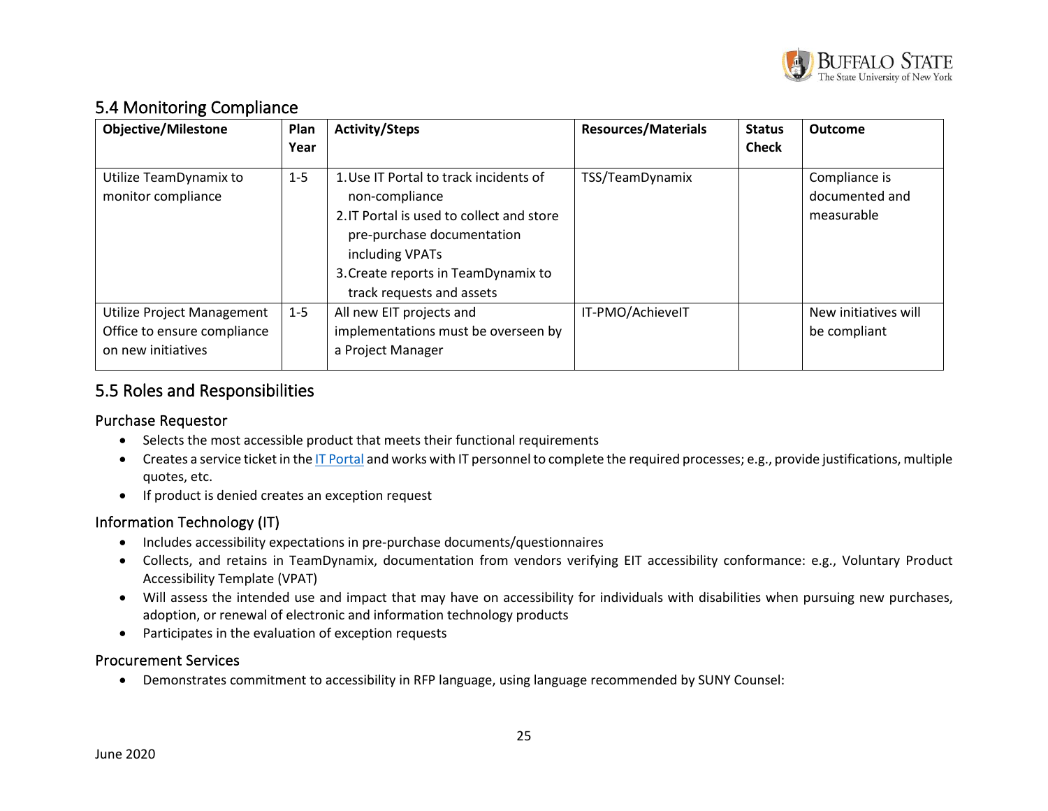## 5.4 Monitoring Compliance

| Objective/Milestone | Plan Year | Activity/Steps | Resources/Materials | Status Check | Outcome |
|---|---|---|---|---|---|
| Utilize TeamDynamix to monitor compliance | 1-5 | 1. Use IT Portal to track incidents of non-compliance<br>2. IT Portal is used to collect and store pre-purchase documentation including VPATs<br>3. Create reports in TeamDynamix to track requests and assets | TSS/TeamDynamix | | Compliance is documented and measurable |
| Utilize Project Management Office to ensure compliance on new initiatives | 1-5 | All new EIT projects and implementations must be overseen by a Project Manager | IT-PMO/AchieveIT | | New initiatives will be compliant |

## 5.5 Roles and Responsibilities

### Purchase Requestor

- Selects the most accessible product that meets their functional requirements
- Creates a service ticket in the IT Portal and works with IT personnel to complete the required processes; e.g., provide justifications, multiple quotes, etc.
- If product is denied creates an exception request

### Information Technology (IT)

- Includes accessibility expectations in pre-purchase documents/questionnaires
- Collects, and retains in TeamDynamix, documentation from vendors verifying EIT accessibility conformance: e.g., Voluntary Product Accessibility Template (VPAT)
- Will assess the intended use and impact that may have on accessibility for individuals with disabilities when pursuing new purchases, adoption, or renewal of electronic and information technology products
- Participates in the evaluation of exception requests

### Procurement Services

- Demonstrates commitment to accessibility in RFP language, using language recommended by SUNY Counsel: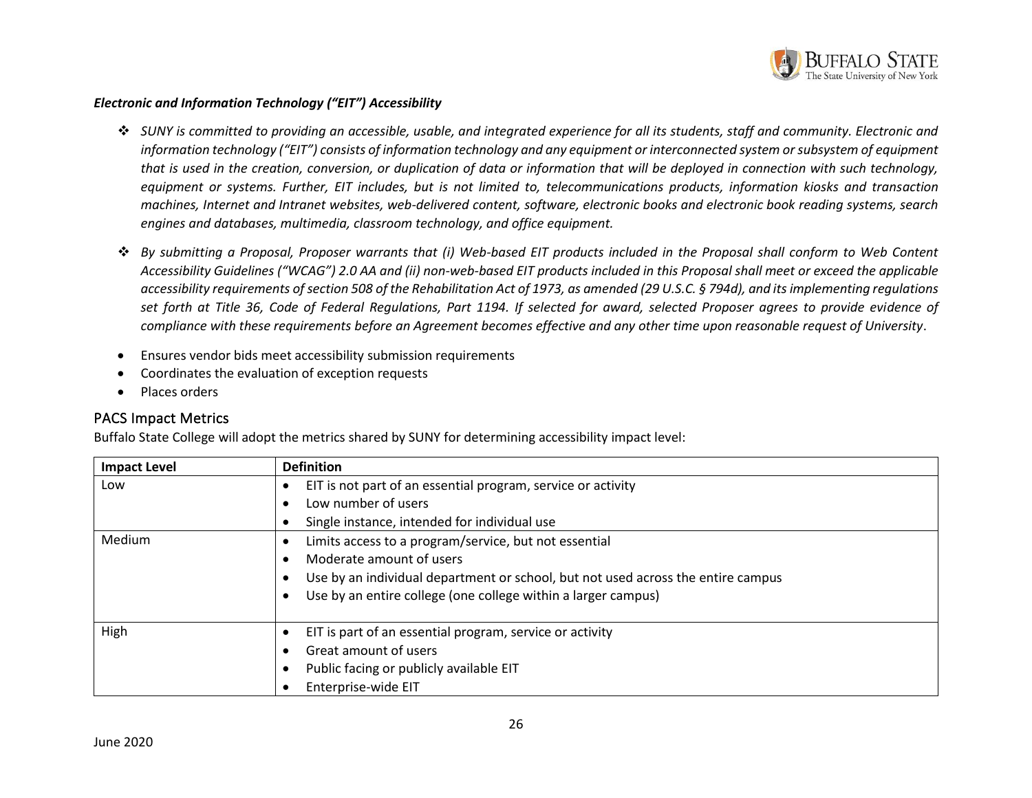***Electronic and Information Technology ("EIT") Accessibility***

- *SUNY is committed to providing an accessible, usable, and integrated experience for all its students, staff and community. Electronic and information technology ("EIT") consists of information technology and any equipment or interconnected system or subsystem of equipment that is used in the creation, conversion, or duplication of data or information that will be deployed in connection with such technology, equipment or systems. Further, EIT includes, but is not limited to, telecommunications products, information kiosks and transaction machines, Internet and Intranet websites, web-delivered content, software, electronic books and electronic book reading systems, search engines and databases, multimedia, classroom technology, and office equipment.*

- *By submitting a Proposal, Proposer warrants that (i) Web-based EIT products included in the Proposal shall conform to Web Content Accessibility Guidelines ("WCAG") 2.0 AA and (ii) non-web-based EIT products included in this Proposal shall meet or exceed the applicable accessibility requirements of section 508 of the Rehabilitation Act of 1973, as amended (29 U.S.C. § 794d), and its implementing regulations set forth at Title 36, Code of Federal Regulations, Part 1194. If selected for award, selected Proposer agrees to provide evidence of compliance with these requirements before an Agreement becomes effective and any other time upon reasonable request of University*.

- Ensures vendor bids meet accessibility submission requirements
- Coordinates the evaluation of exception requests
- Places orders

## PACS Impact Metrics

Buffalo State College will adopt the metrics shared by SUNY for determining accessibility impact level:

| Impact Level | Definition |
|---|---|
| Low | • EIT is not part of an essential program, service or activity<br>• Low number of users<br>• Single instance, intended for individual use |
| Medium | • Limits access to a program/service, but not essential<br>• Moderate amount of users<br>• Use by an individual department or school, but not used across the entire campus<br>• Use by an entire college (one college within a larger campus) |
| High | • EIT is part of an essential program, service or activity<br>• Great amount of users<br>• Public facing or publicly available EIT<br>• Enterprise-wide EIT |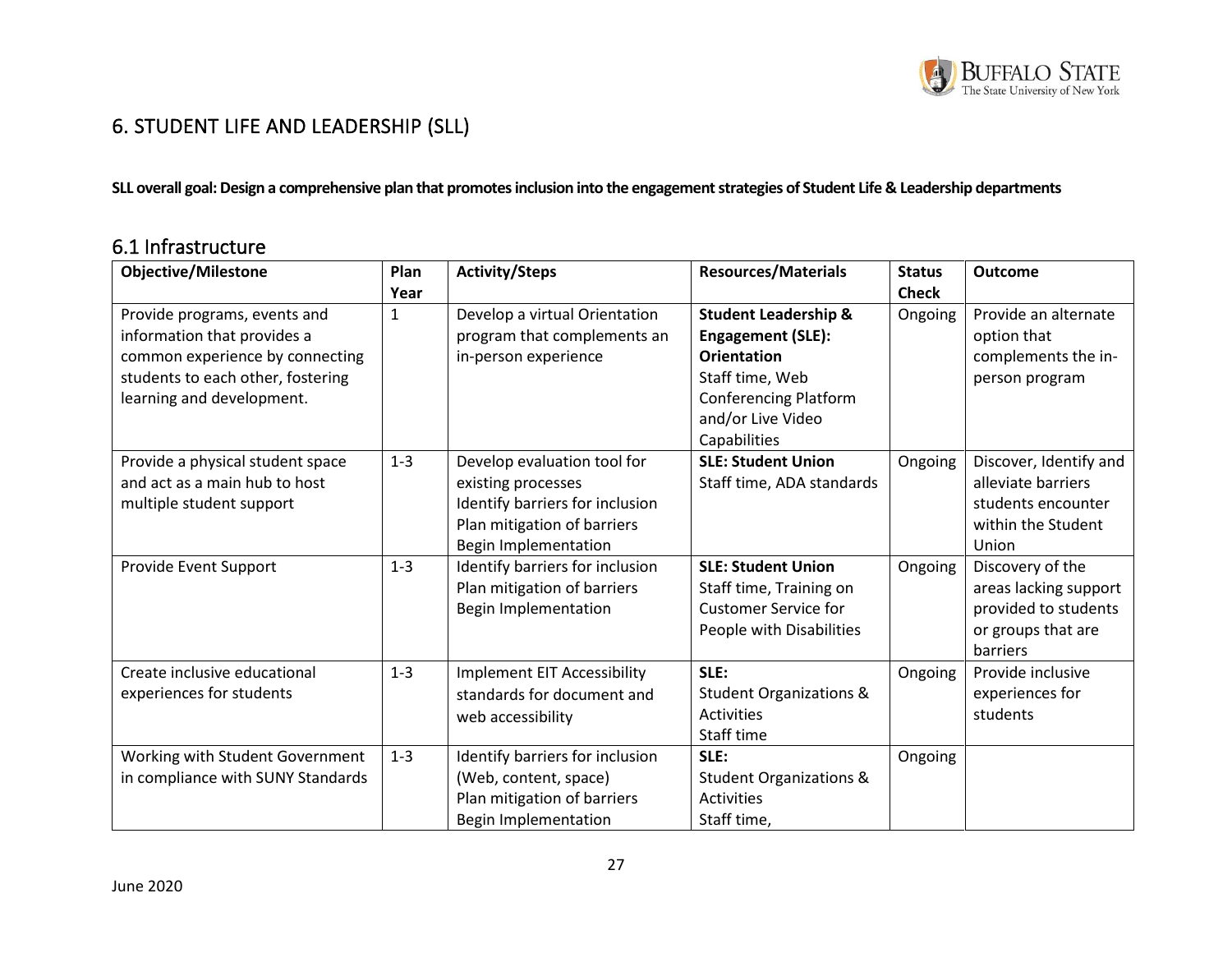## 6. STUDENT LIFE AND LEADERSHIP (SLL)

**SLL overall goal: Design a comprehensive plan that promotes inclusion into the engagement strategies of Student Life & Leadership departments**

### 6.1 Infrastructure

| Objective/Milestone | Plan Year | Activity/Steps | Resources/Materials | Status Check | Outcome |
|---|---|---|---|---|---|
| Provide programs, events and information that provides a common experience by connecting students to each other, fostering learning and development. | 1 | Develop a virtual Orientation program that complements an in-person experience | **Student Leadership & Engagement (SLE): Orientation** Staff time, Web Conferencing Platform and/or Live Video Capabilities | Ongoing | Provide an alternate option that complements the in-person program |
| Provide a physical student space and act as a main hub to host multiple student support | 1-3 | Develop evaluation tool for existing processes<br>Identify barriers for inclusion<br>Plan mitigation of barriers<br>Begin Implementation | **SLE: Student Union** Staff time, ADA standards | Ongoing | Discover, Identify and alleviate barriers students encounter within the Student Union |
| Provide Event Support | 1-3 | Identify barriers for inclusion<br>Plan mitigation of barriers<br>Begin Implementation | **SLE: Student Union** Staff time, Training on Customer Service for People with Disabilities | Ongoing | Discovery of the areas lacking support provided to students or groups that are barriers |
| Create inclusive educational experiences for students | 1-3 | Implement EIT Accessibility standards for document and web accessibility | **SLE:** Student Organizations & Activities Staff time | Ongoing | Provide inclusive experiences for students |
| Working with Student Government in compliance with SUNY Standards | 1-3 | Identify barriers for inclusion (Web, content, space)<br>Plan mitigation of barriers<br>Begin Implementation | **SLE:** Student Organizations & Activities Staff time, | Ongoing | |

June 2020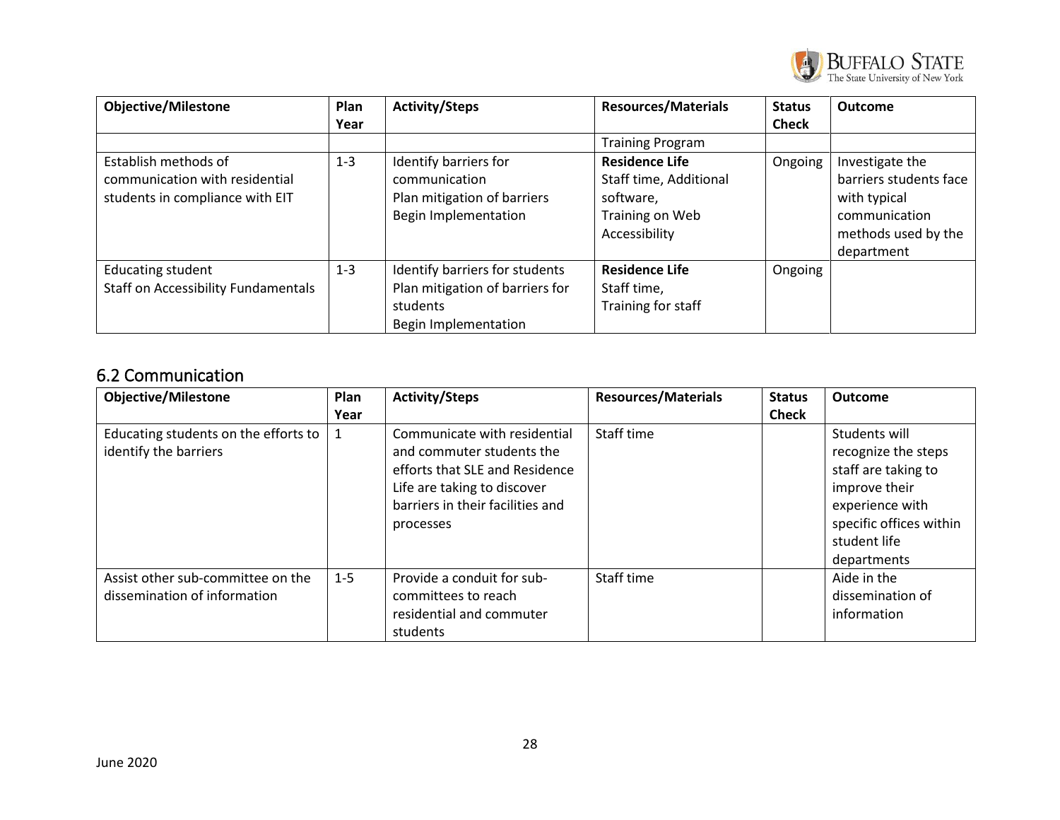| Objective/Milestone | Plan Year | Activity/Steps | Resources/Materials | Status Check | Outcome |
|---|---|---|---|---|---|
| | | | Training Program | | |
| Establish methods of communication with residential students in compliance with EIT | 1-3 | Identify barriers for communication<br>Plan mitigation of barriers<br>Begin Implementation | **Residence Life**<br>Staff time, Additional software,<br>Training on Web Accessibility | Ongoing | Investigate the barriers students face with typical communication methods used by the department |
| Educating student Staff on Accessibility Fundamentals | 1-3 | Identify barriers for students<br>Plan mitigation of barriers for students<br>Begin Implementation | **Residence Life**<br>Staff time,<br>Training for staff | Ongoing | |

## 6.2 Communication

| Objective/Milestone | Plan Year | Activity/Steps | Resources/Materials | Status Check | Outcome |
|---|---|---|---|---|---|
| Educating students on the efforts to identify the barriers | 1 | Communicate with residential and commuter students the efforts that SLE and Residence Life are taking to discover barriers in their facilities and processes | Staff time | | Students will recognize the steps staff are taking to improve their experience with specific offices within student life departments |
| Assist other sub-committee on the dissemination of information | 1-5 | Provide a conduit for sub-committees to reach residential and commuter students | Staff time | | Aide in the dissemination of information |

June 2020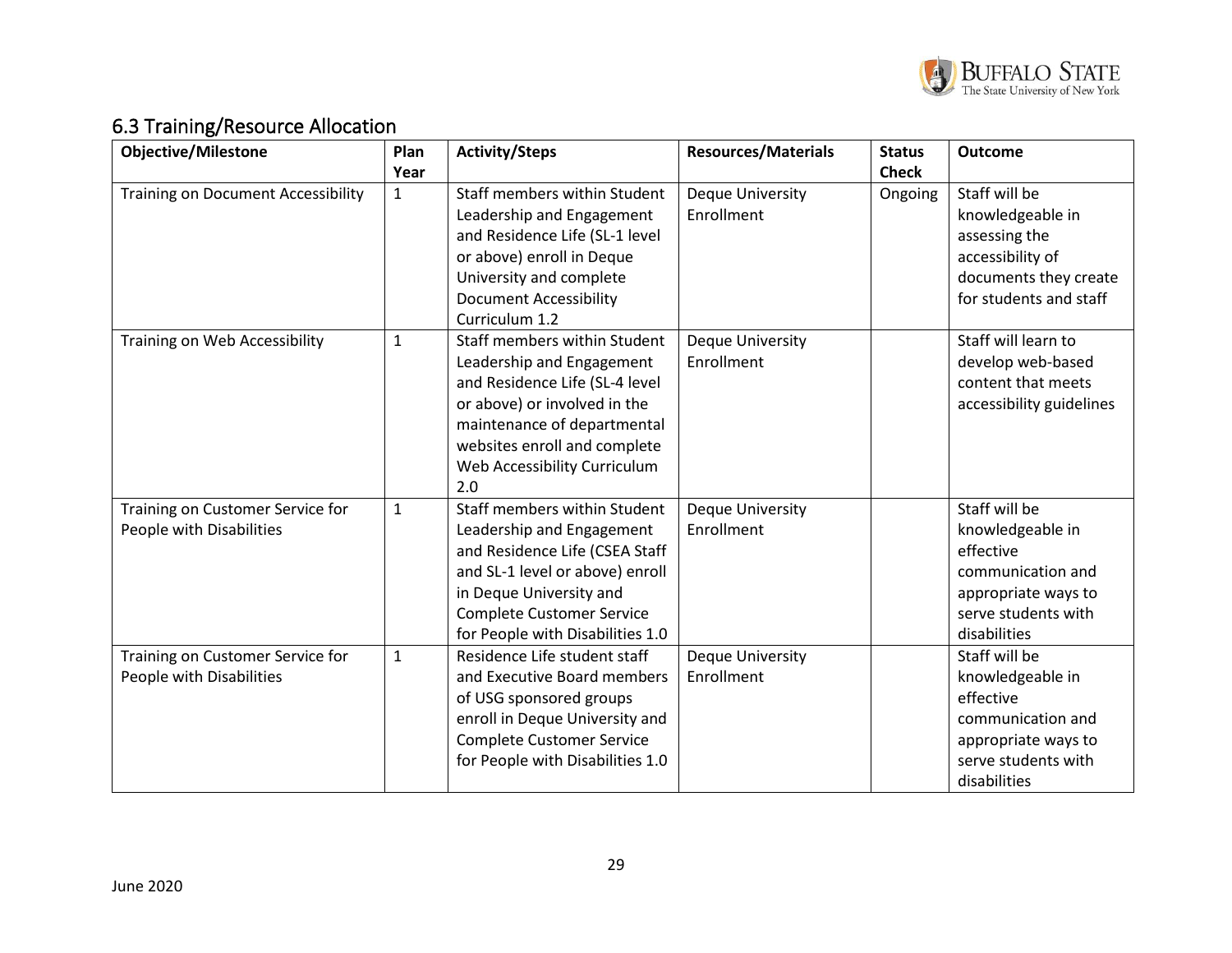## 6.3 Training/Resource Allocation

| Objective/Milestone | Plan Year | Activity/Steps | Resources/Materials | Status Check | Outcome |
|---|---|---|---|---|---|
| Training on Document Accessibility | 1 | Staff members within Student Leadership and Engagement and Residence Life (SL-1 level or above) enroll in Deque University and complete Document Accessibility Curriculum 1.2 | Deque University Enrollment | Ongoing | Staff will be knowledgeable in assessing the accessibility of documents they create for students and staff |
| Training on Web Accessibility | 1 | Staff members within Student Leadership and Engagement and Residence Life (SL-4 level or above) or involved in the maintenance of departmental websites enroll and complete Web Accessibility Curriculum 2.0 | Deque University Enrollment | | Staff will learn to develop web-based content that meets accessibility guidelines |
| Training on Customer Service for People with Disabilities | 1 | Staff members within Student Leadership and Engagement and Residence Life (CSEA Staff and SL-1 level or above) enroll in Deque University and Complete Customer Service for People with Disabilities 1.0 | Deque University Enrollment | | Staff will be knowledgeable in effective communication and appropriate ways to serve students with disabilities |
| Training on Customer Service for People with Disabilities | 1 | Residence Life student staff and Executive Board members of USG sponsored groups enroll in Deque University and Complete Customer Service for People with Disabilities 1.0 | Deque University Enrollment | | Staff will be knowledgeable in effective communication and appropriate ways to serve students with disabilities |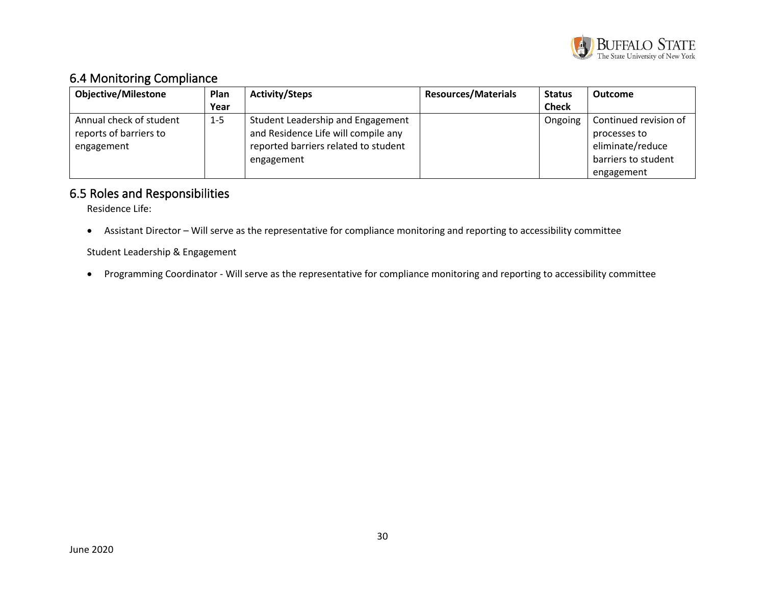## 6.4 Monitoring Compliance

| Objective/Milestone | Plan Year | Activity/Steps | Resources/Materials | Status Check | Outcome |
|---|---|---|---|---|---|
| Annual check of student reports of barriers to engagement | 1-5 | Student Leadership and Engagement and Residence Life will compile any reported barriers related to student engagement | | Ongoing | Continued revision of processes to eliminate/reduce barriers to student engagement |

## 6.5 Roles and Responsibilities

Residence Life:

- Assistant Director – Will serve as the representative for compliance monitoring and reporting to accessibility committee

Student Leadership & Engagement

- Programming Coordinator - Will serve as the representative for compliance monitoring and reporting to accessibility committee

June 2020